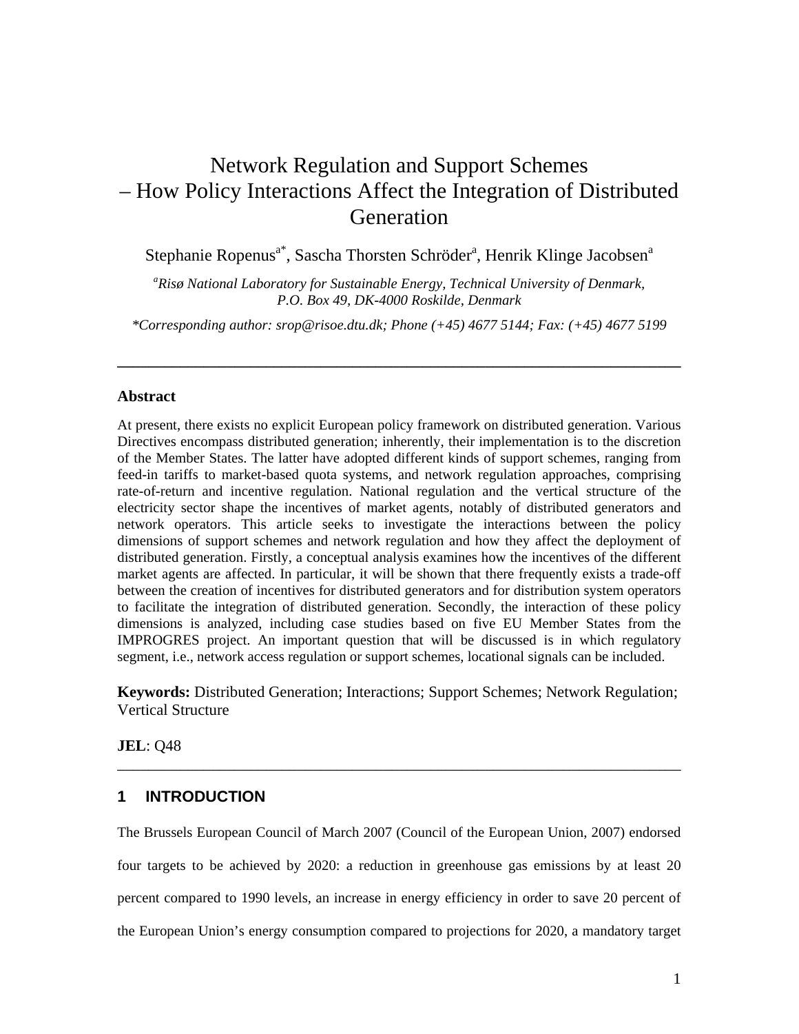# Network Regulation and Support Schemes – How Policy Interactions Affect the Integration of Distributed Generation

Stephanie Ropenus[a*], Sascha Thorsten Schröder[a], Henrik Klinge Jacobsen[a]

*[a]Risø National Laboratory for Sustainable Energy, Technical University of Denmark, P.O. Box 49, DK-4000 Roskilde, Denmark*

*\*Corresponding author: srop@risoe.dtu.dk; Phone (+45) 4677 5144; Fax: (+45) 4677 5199*

---

### Abstract

At present, there exists no explicit European policy framework on distributed generation. Various Directives encompass distributed generation; inherently, their implementation is to the discretion of the Member States. The latter have adopted different kinds of support schemes, ranging from feed-in tariffs to market-based quota systems, and network regulation approaches, comprising rate-of-return and incentive regulation. National regulation and the vertical structure of the electricity sector shape the incentives of market agents, notably of distributed generators and network operators. This article seeks to investigate the interactions between the policy dimensions of support schemes and network regulation and how they affect the deployment of distributed generation. Firstly, a conceptual analysis examines how the incentives of the different market agents are affected. In particular, it will be shown that there frequently exists a trade-off between the creation of incentives for distributed generators and for distribution system operators to facilitate the integration of distributed generation. Secondly, the interaction of these policy dimensions is analyzed, including case studies based on five EU Member States from the IMPROGRES project. An important question that will be discussed is in which regulatory segment, i.e., network access regulation or support schemes, locational signals can be included.

**Keywords:** Distributed Generation; Interactions; Support Schemes; Network Regulation; Vertical Structure

**JEL**: Q48

---

## 1 INTRODUCTION

The Brussels European Council of March 2007 (Council of the European Union, 2007) endorsed four targets to be achieved by 2020: a reduction in greenhouse gas emissions by at least 20 percent compared to 1990 levels, an increase in energy efficiency in order to save 20 percent of the European Union's energy consumption compared to projections for 2020, a mandatory target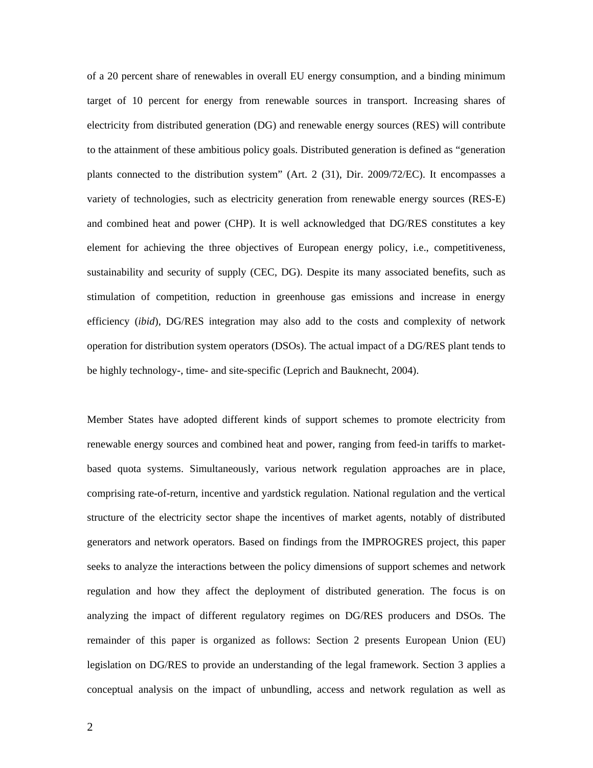of a 20 percent share of renewables in overall EU energy consumption, and a binding minimum target of 10 percent for energy from renewable sources in transport. Increasing shares of electricity from distributed generation (DG) and renewable energy sources (RES) will contribute to the attainment of these ambitious policy goals. Distributed generation is defined as "generation plants connected to the distribution system" (Art. 2 (31), Dir. 2009/72/EC). It encompasses a variety of technologies, such as electricity generation from renewable energy sources (RES-E) and combined heat and power (CHP). It is well acknowledged that DG/RES constitutes a key element for achieving the three objectives of European energy policy, i.e., competitiveness, sustainability and security of supply (CEC, DG). Despite its many associated benefits, such as stimulation of competition, reduction in greenhouse gas emissions and increase in energy efficiency (*ibid*), DG/RES integration may also add to the costs and complexity of network operation for distribution system operators (DSOs). The actual impact of a DG/RES plant tends to be highly technology-, time- and site-specific (Leprich and Bauknecht, 2004).

Member States have adopted different kinds of support schemes to promote electricity from renewable energy sources and combined heat and power, ranging from feed-in tariffs to market-based quota systems. Simultaneously, various network regulation approaches are in place, comprising rate-of-return, incentive and yardstick regulation. National regulation and the vertical structure of the electricity sector shape the incentives of market agents, notably of distributed generators and network operators. Based on findings from the IMPROGRES project, this paper seeks to analyze the interactions between the policy dimensions of support schemes and network regulation and how they affect the deployment of distributed generation. The focus is on analyzing the impact of different regulatory regimes on DG/RES producers and DSOs. The remainder of this paper is organized as follows: Section 2 presents European Union (EU) legislation on DG/RES to provide an understanding of the legal framework. Section 3 applies a conceptual analysis on the impact of unbundling, access and network regulation as well as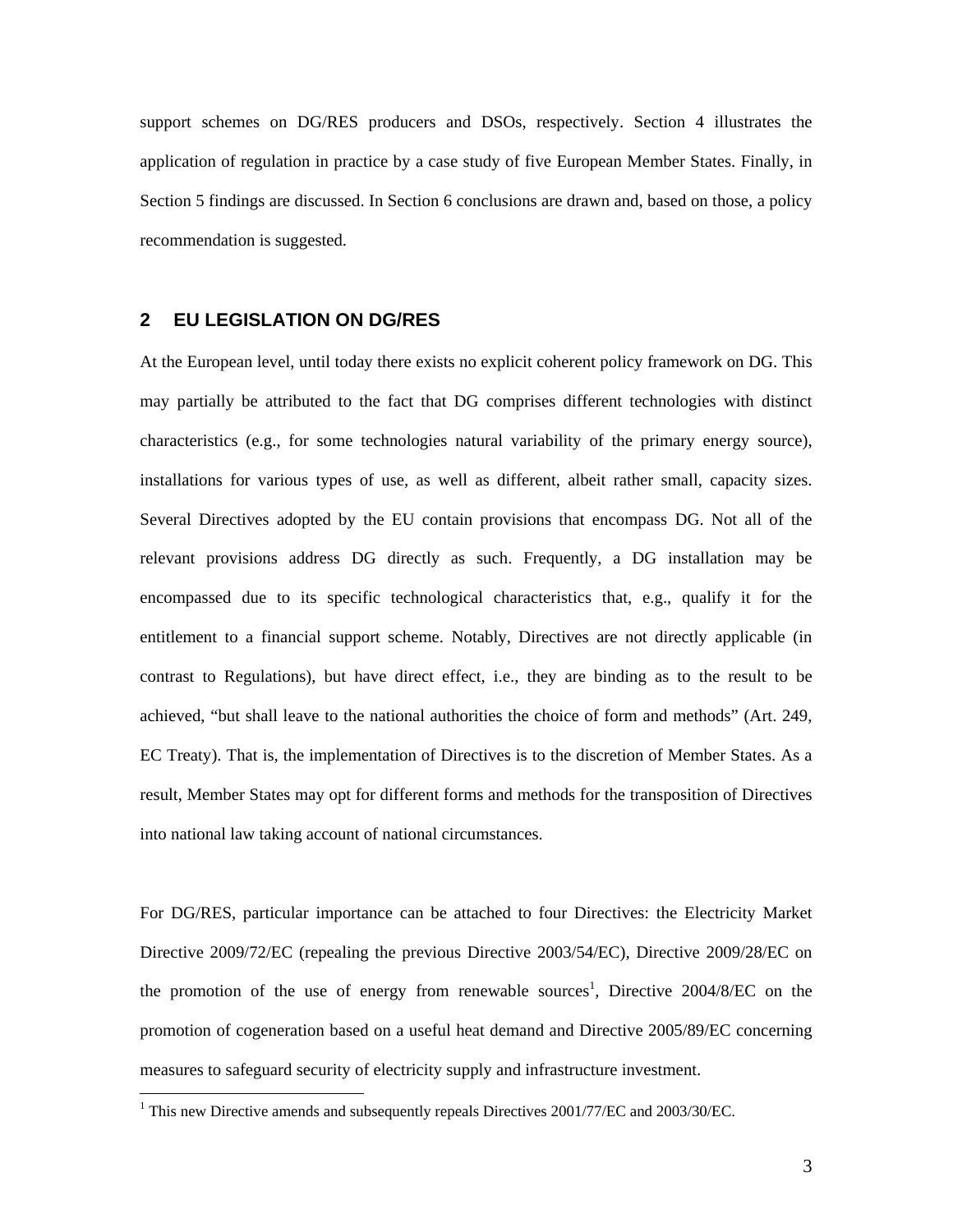support schemes on DG/RES producers and DSOs, respectively. Section 4 illustrates the application of regulation in practice by a case study of five European Member States. Finally, in Section 5 findings are discussed. In Section 6 conclusions are drawn and, based on those, a policy recommendation is suggested.

## 2 EU LEGISLATION ON DG/RES

At the European level, until today there exists no explicit coherent policy framework on DG. This may partially be attributed to the fact that DG comprises different technologies with distinct characteristics (e.g., for some technologies natural variability of the primary energy source), installations for various types of use, as well as different, albeit rather small, capacity sizes. Several Directives adopted by the EU contain provisions that encompass DG. Not all of the relevant provisions address DG directly as such. Frequently, a DG installation may be encompassed due to its specific technological characteristics that, e.g., qualify it for the entitlement to a financial support scheme. Notably, Directives are not directly applicable (in contrast to Regulations), but have direct effect, i.e., they are binding as to the result to be achieved, "but shall leave to the national authorities the choice of form and methods" (Art. 249, EC Treaty). That is, the implementation of Directives is to the discretion of Member States. As a result, Member States may opt for different forms and methods for the transposition of Directives into national law taking account of national circumstances.

For DG/RES, particular importance can be attached to four Directives: the Electricity Market Directive 2009/72/EC (repealing the previous Directive 2003/54/EC), Directive 2009/28/EC on the promotion of the use of energy from renewable sources[1], Directive 2004/8/EC on the promotion of cogeneration based on a useful heat demand and Directive 2005/89/EC concerning measures to safeguard security of electricity supply and infrastructure investment.

[1] This new Directive amends and subsequently repeals Directives 2001/77/EC and 2003/30/EC.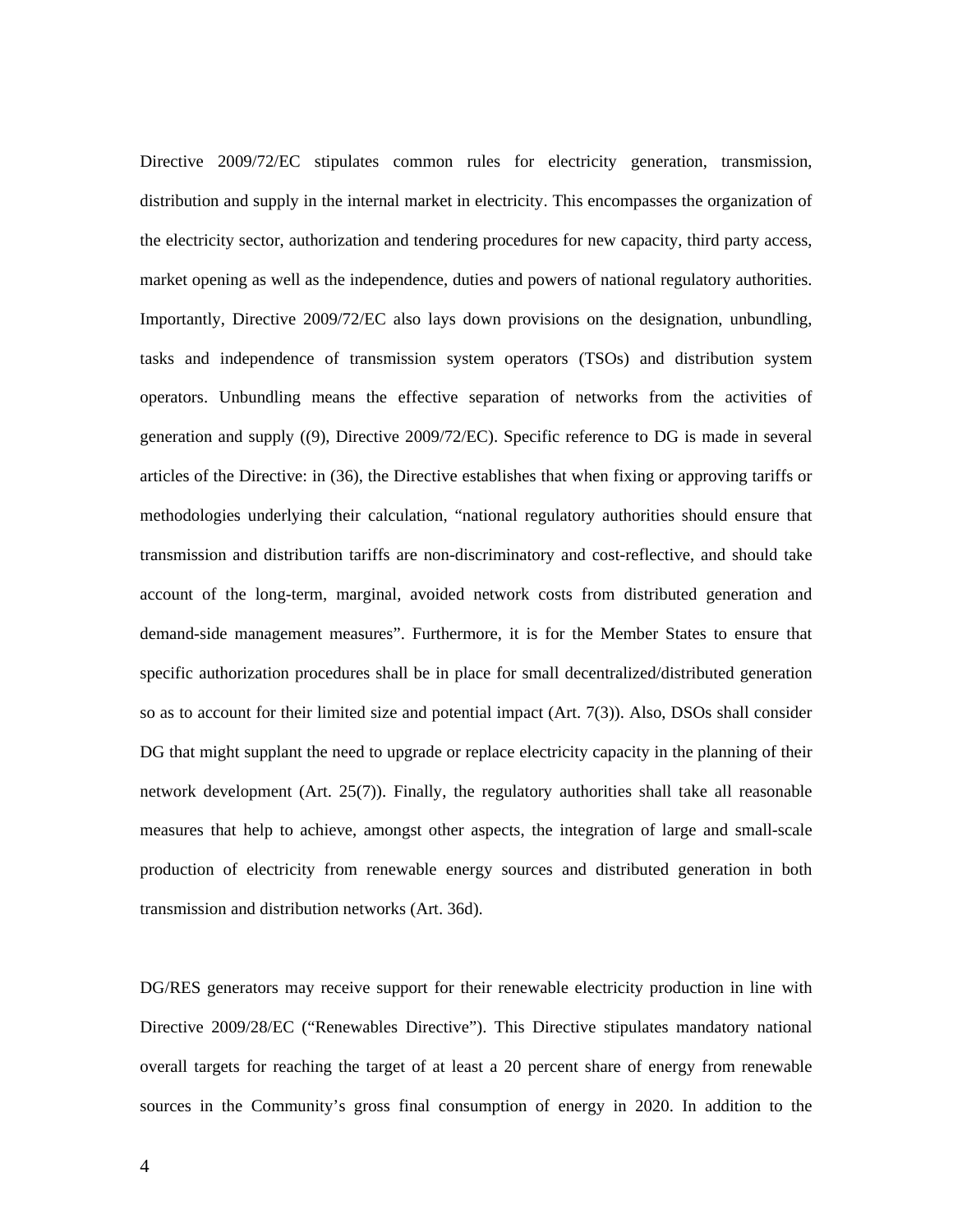Directive 2009/72/EC stipulates common rules for electricity generation, transmission, distribution and supply in the internal market in electricity. This encompasses the organization of the electricity sector, authorization and tendering procedures for new capacity, third party access, market opening as well as the independence, duties and powers of national regulatory authorities. Importantly, Directive 2009/72/EC also lays down provisions on the designation, unbundling, tasks and independence of transmission system operators (TSOs) and distribution system operators. Unbundling means the effective separation of networks from the activities of generation and supply ((9), Directive 2009/72/EC). Specific reference to DG is made in several articles of the Directive: in (36), the Directive establishes that when fixing or approving tariffs or methodologies underlying their calculation, "national regulatory authorities should ensure that transmission and distribution tariffs are non-discriminatory and cost-reflective, and should take account of the long-term, marginal, avoided network costs from distributed generation and demand-side management measures". Furthermore, it is for the Member States to ensure that specific authorization procedures shall be in place for small decentralized/distributed generation so as to account for their limited size and potential impact (Art. 7(3)). Also, DSOs shall consider DG that might supplant the need to upgrade or replace electricity capacity in the planning of their network development (Art. 25(7)). Finally, the regulatory authorities shall take all reasonable measures that help to achieve, amongst other aspects, the integration of large and small-scale production of electricity from renewable energy sources and distributed generation in both transmission and distribution networks (Art. 36d).

DG/RES generators may receive support for their renewable electricity production in line with Directive 2009/28/EC ("Renewables Directive"). This Directive stipulates mandatory national overall targets for reaching the target of at least a 20 percent share of energy from renewable sources in the Community's gross final consumption of energy in 2020. In addition to the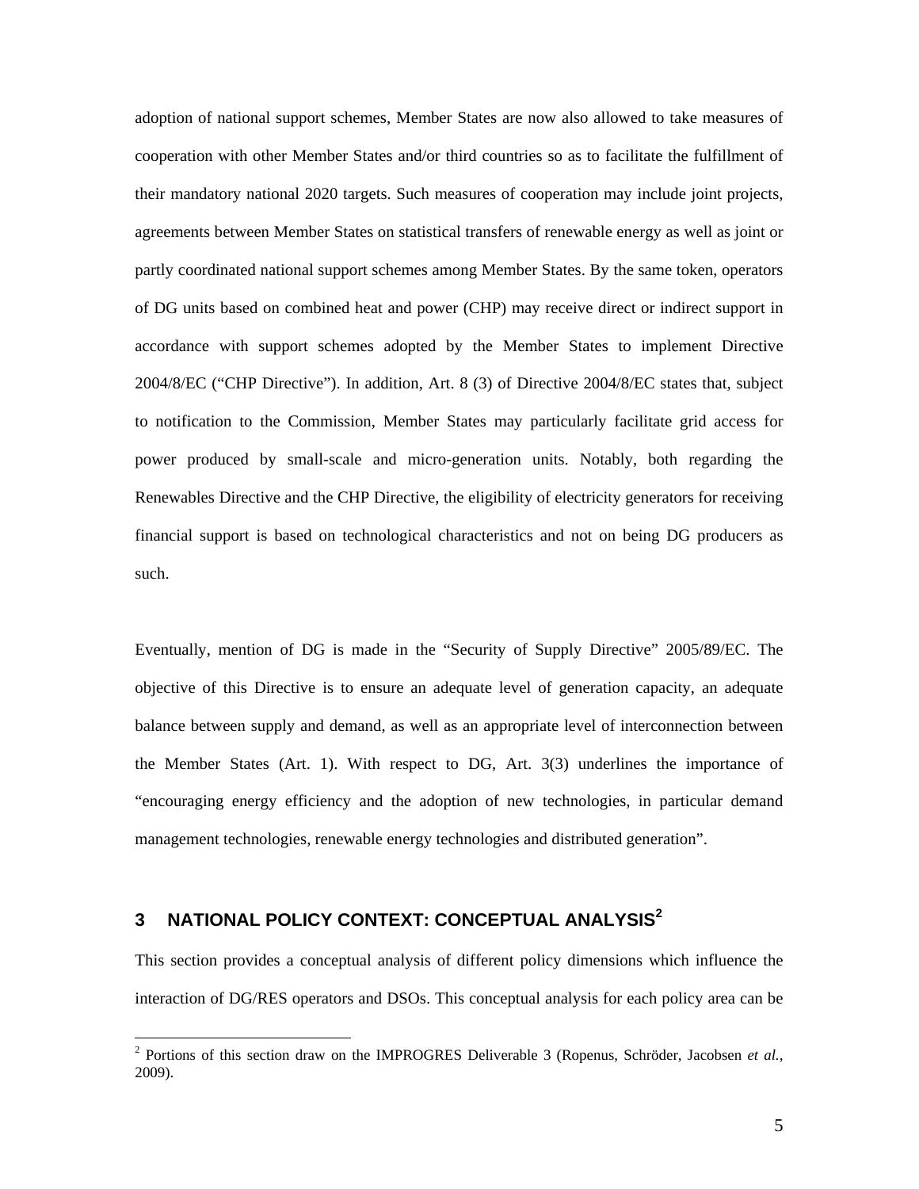adoption of national support schemes, Member States are now also allowed to take measures of cooperation with other Member States and/or third countries so as to facilitate the fulfillment of their mandatory national 2020 targets. Such measures of cooperation may include joint projects, agreements between Member States on statistical transfers of renewable energy as well as joint or partly coordinated national support schemes among Member States. By the same token, operators of DG units based on combined heat and power (CHP) may receive direct or indirect support in accordance with support schemes adopted by the Member States to implement Directive 2004/8/EC ("CHP Directive"). In addition, Art. 8 (3) of Directive 2004/8/EC states that, subject to notification to the Commission, Member States may particularly facilitate grid access for power produced by small-scale and micro-generation units. Notably, both regarding the Renewables Directive and the CHP Directive, the eligibility of electricity generators for receiving financial support is based on technological characteristics and not on being DG producers as such.

Eventually, mention of DG is made in the "Security of Supply Directive" 2005/89/EC. The objective of this Directive is to ensure an adequate level of generation capacity, an adequate balance between supply and demand, as well as an appropriate level of interconnection between the Member States (Art. 1). With respect to DG, Art. 3(3) underlines the importance of "encouraging energy efficiency and the adoption of new technologies, in particular demand management technologies, renewable energy technologies and distributed generation".

## 3 NATIONAL POLICY CONTEXT: CONCEPTUAL ANALYSIS[2]

This section provides a conceptual analysis of different policy dimensions which influence the interaction of DG/RES operators and DSOs. This conceptual analysis for each policy area can be

[2] Portions of this section draw on the IMPROGRES Deliverable 3 (Ropenus, Schröder, Jacobsen *et al.*, 2009).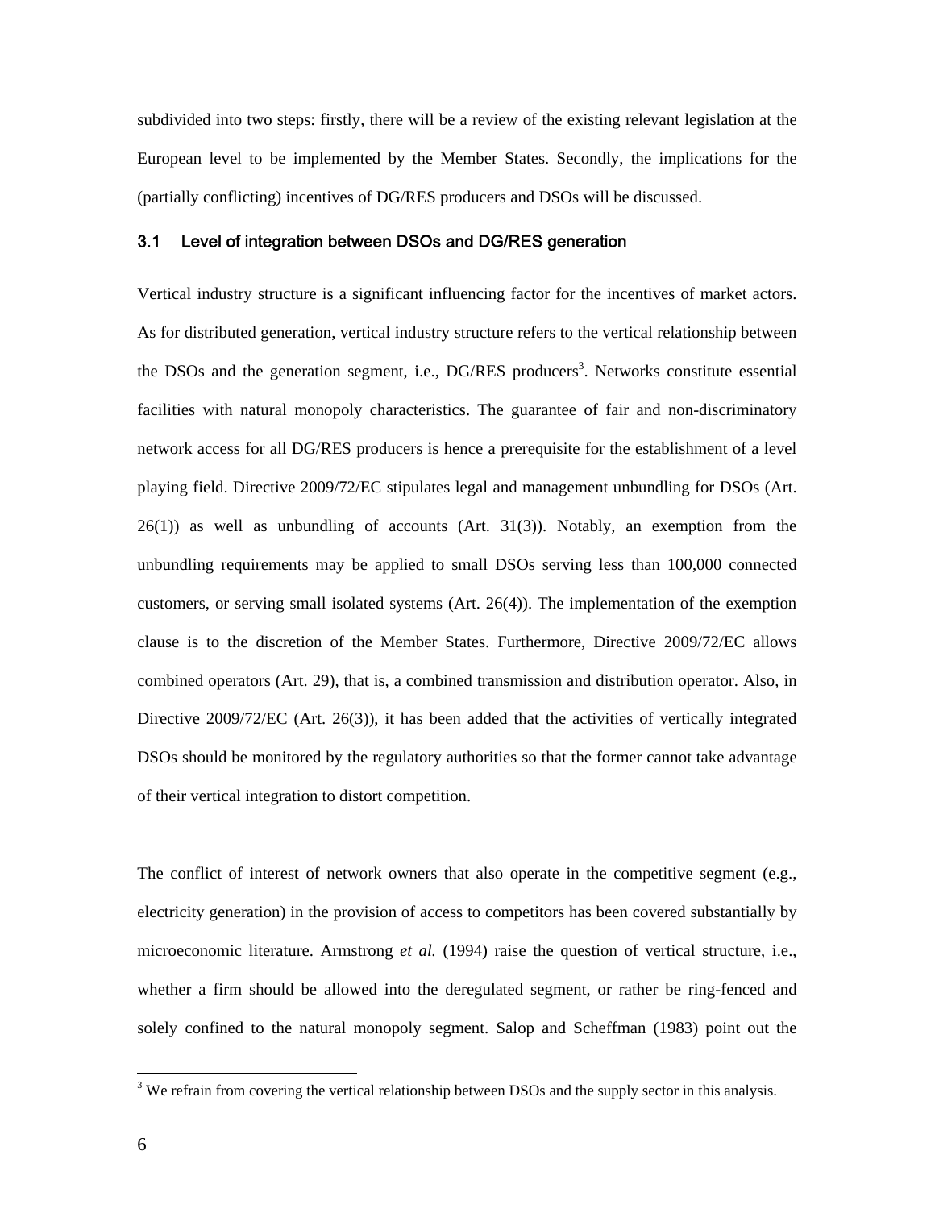subdivided into two steps: firstly, there will be a review of the existing relevant legislation at the European level to be implemented by the Member States. Secondly, the implications for the (partially conflicting) incentives of DG/RES producers and DSOs will be discussed.

### 3.1 Level of integration between DSOs and DG/RES generation

Vertical industry structure is a significant influencing factor for the incentives of market actors. As for distributed generation, vertical industry structure refers to the vertical relationship between the DSOs and the generation segment, i.e., DG/RES producers[3]. Networks constitute essential facilities with natural monopoly characteristics. The guarantee of fair and non-discriminatory network access for all DG/RES producers is hence a prerequisite for the establishment of a level playing field. Directive 2009/72/EC stipulates legal and management unbundling for DSOs (Art. 26(1)) as well as unbundling of accounts (Art. 31(3)). Notably, an exemption from the unbundling requirements may be applied to small DSOs serving less than 100,000 connected customers, or serving small isolated systems (Art. 26(4)). The implementation of the exemption clause is to the discretion of the Member States. Furthermore, Directive 2009/72/EC allows combined operators (Art. 29), that is, a combined transmission and distribution operator. Also, in Directive 2009/72/EC (Art. 26(3)), it has been added that the activities of vertically integrated DSOs should be monitored by the regulatory authorities so that the former cannot take advantage of their vertical integration to distort competition.

The conflict of interest of network owners that also operate in the competitive segment (e.g., electricity generation) in the provision of access to competitors has been covered substantially by microeconomic literature. Armstrong *et al.* (1994) raise the question of vertical structure, i.e., whether a firm should be allowed into the deregulated segment, or rather be ring-fenced and solely confined to the natural monopoly segment. Salop and Scheffman (1983) point out the

[3] We refrain from covering the vertical relationship between DSOs and the supply sector in this analysis.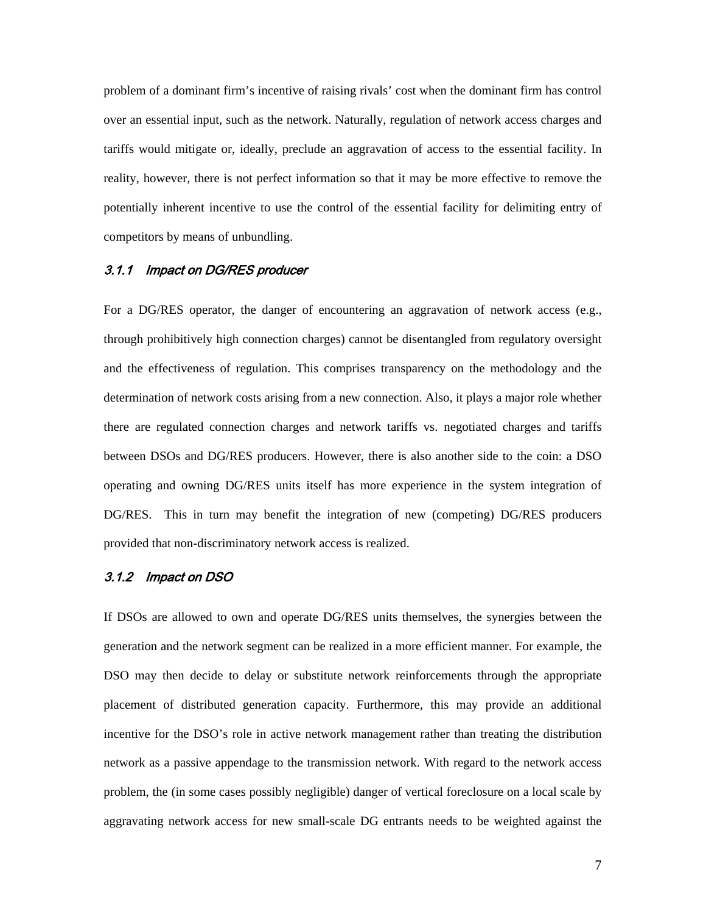problem of a dominant firm's incentive of raising rivals' cost when the dominant firm has control over an essential input, such as the network. Naturally, regulation of network access charges and tariffs would mitigate or, ideally, preclude an aggravation of access to the essential facility. In reality, however, there is not perfect information so that it may be more effective to remove the potentially inherent incentive to use the control of the essential facility for delimiting entry of competitors by means of unbundling.

### 3.1.1 Impact on DG/RES producer

For a DG/RES operator, the danger of encountering an aggravation of network access (e.g., through prohibitively high connection charges) cannot be disentangled from regulatory oversight and the effectiveness of regulation. This comprises transparency on the methodology and the determination of network costs arising from a new connection. Also, it plays a major role whether there are regulated connection charges and network tariffs vs. negotiated charges and tariffs between DSOs and DG/RES producers. However, there is also another side to the coin: a DSO operating and owning DG/RES units itself has more experience in the system integration of DG/RES. This in turn may benefit the integration of new (competing) DG/RES producers provided that non-discriminatory network access is realized.

### 3.1.2 Impact on DSO

If DSOs are allowed to own and operate DG/RES units themselves, the synergies between the generation and the network segment can be realized in a more efficient manner. For example, the DSO may then decide to delay or substitute network reinforcements through the appropriate placement of distributed generation capacity. Furthermore, this may provide an additional incentive for the DSO's role in active network management rather than treating the distribution network as a passive appendage to the transmission network. With regard to the network access problem, the (in some cases possibly negligible) danger of vertical foreclosure on a local scale by aggravating network access for new small-scale DG entrants needs to be weighted against the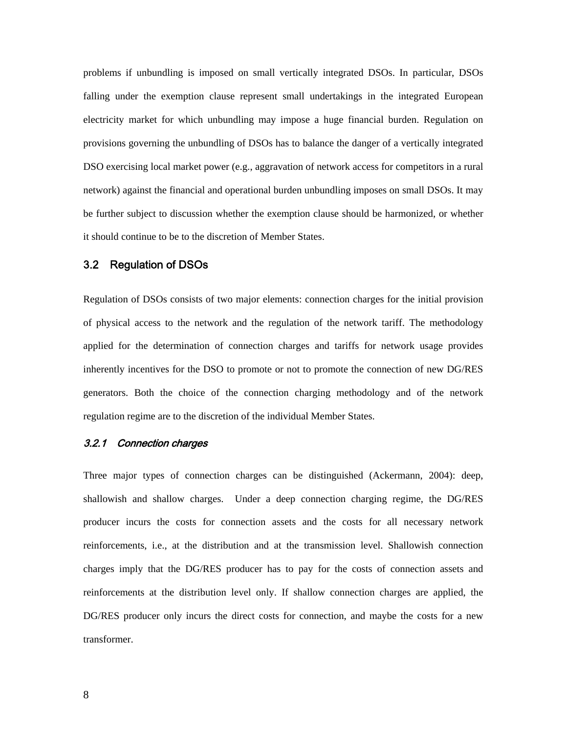problems if unbundling is imposed on small vertically integrated DSOs. In particular, DSOs falling under the exemption clause represent small undertakings in the integrated European electricity market for which unbundling may impose a huge financial burden. Regulation on provisions governing the unbundling of DSOs has to balance the danger of a vertically integrated DSO exercising local market power (e.g., aggravation of network access for competitors in a rural network) against the financial and operational burden unbundling imposes on small DSOs. It may be further subject to discussion whether the exemption clause should be harmonized, or whether it should continue to be to the discretion of Member States.

## 3.2 Regulation of DSOs

Regulation of DSOs consists of two major elements: connection charges for the initial provision of physical access to the network and the regulation of the network tariff. The methodology applied for the determination of connection charges and tariffs for network usage provides inherently incentives for the DSO to promote or not to promote the connection of new DG/RES generators. Both the choice of the connection charging methodology and of the network regulation regime are to the discretion of the individual Member States.

### *3.2.1 Connection charges*

Three major types of connection charges can be distinguished (Ackermann, 2004): deep, shallowish and shallow charges. Under a deep connection charging regime, the DG/RES producer incurs the costs for connection assets and the costs for all necessary network reinforcements, i.e., at the distribution and at the transmission level. Shallowish connection charges imply that the DG/RES producer has to pay for the costs of connection assets and reinforcements at the distribution level only. If shallow connection charges are applied, the DG/RES producer only incurs the direct costs for connection, and maybe the costs for a new transformer.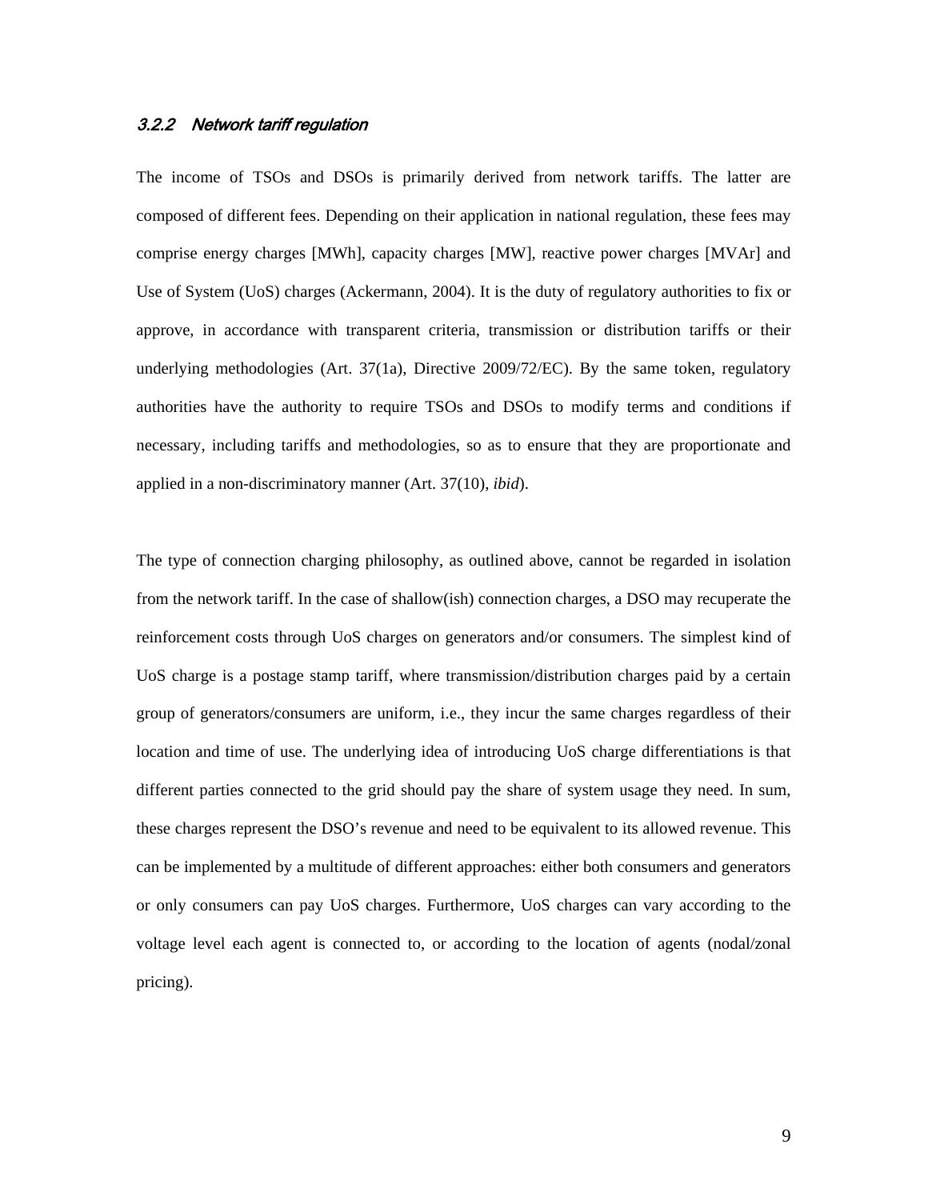### *3.2.2 Network tariff regulation*

The income of TSOs and DSOs is primarily derived from network tariffs. The latter are composed of different fees. Depending on their application in national regulation, these fees may comprise energy charges [MWh], capacity charges [MW], reactive power charges [MVAr] and Use of System (UoS) charges (Ackermann, 2004). It is the duty of regulatory authorities to fix or approve, in accordance with transparent criteria, transmission or distribution tariffs or their underlying methodologies (Art. 37(1a), Directive 2009/72/EC). By the same token, regulatory authorities have the authority to require TSOs and DSOs to modify terms and conditions if necessary, including tariffs and methodologies, so as to ensure that they are proportionate and applied in a non-discriminatory manner (Art. 37(10), *ibid*).

The type of connection charging philosophy, as outlined above, cannot be regarded in isolation from the network tariff. In the case of shallow(ish) connection charges, a DSO may recuperate the reinforcement costs through UoS charges on generators and/or consumers. The simplest kind of UoS charge is a postage stamp tariff, where transmission/distribution charges paid by a certain group of generators/consumers are uniform, i.e., they incur the same charges regardless of their location and time of use. The underlying idea of introducing UoS charge differentiations is that different parties connected to the grid should pay the share of system usage they need. In sum, these charges represent the DSO's revenue and need to be equivalent to its allowed revenue. This can be implemented by a multitude of different approaches: either both consumers and generators or only consumers can pay UoS charges. Furthermore, UoS charges can vary according to the voltage level each agent is connected to, or according to the location of agents (nodal/zonal pricing).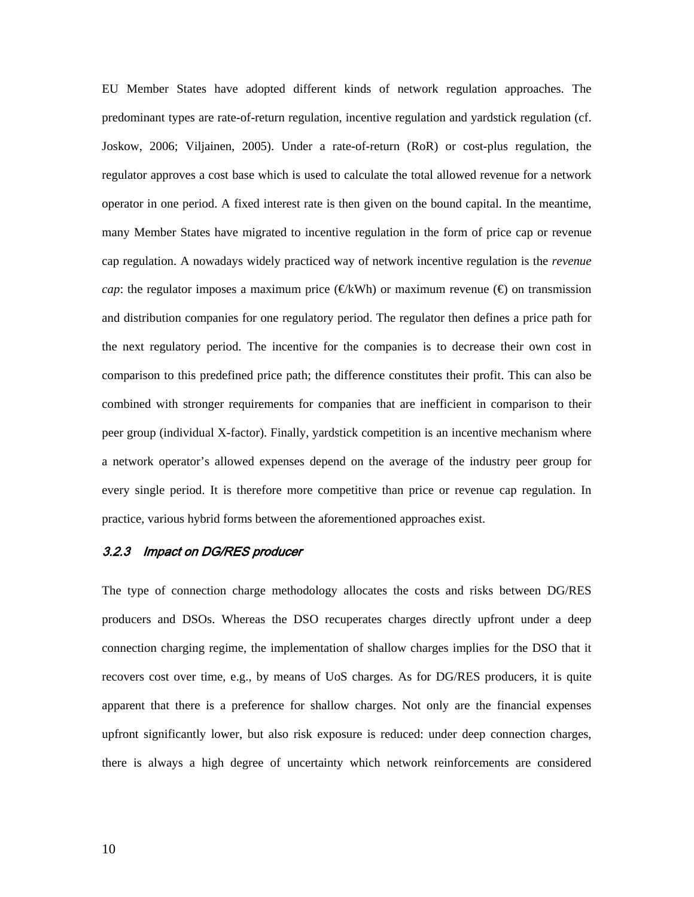EU Member States have adopted different kinds of network regulation approaches. The predominant types are rate-of-return regulation, incentive regulation and yardstick regulation (cf. Joskow, 2006; Viljainen, 2005). Under a rate-of-return (RoR) or cost-plus regulation, the regulator approves a cost base which is used to calculate the total allowed revenue for a network operator in one period. A fixed interest rate is then given on the bound capital. In the meantime, many Member States have migrated to incentive regulation in the form of price cap or revenue cap regulation. A nowadays widely practiced way of network incentive regulation is the *revenue cap*: the regulator imposes a maximum price (€/kWh) or maximum revenue (€) on transmission and distribution companies for one regulatory period. The regulator then defines a price path for the next regulatory period. The incentive for the companies is to decrease their own cost in comparison to this predefined price path; the difference constitutes their profit. This can also be combined with stronger requirements for companies that are inefficient in comparison to their peer group (individual X-factor). Finally, yardstick competition is an incentive mechanism where a network operator's allowed expenses depend on the average of the industry peer group for every single period. It is therefore more competitive than price or revenue cap regulation. In practice, various hybrid forms between the aforementioned approaches exist.

### *3.2.3 Impact on DG/RES producer*

The type of connection charge methodology allocates the costs and risks between DG/RES producers and DSOs. Whereas the DSO recuperates charges directly upfront under a deep connection charging regime, the implementation of shallow charges implies for the DSO that it recovers cost over time, e.g., by means of UoS charges. As for DG/RES producers, it is quite apparent that there is a preference for shallow charges. Not only are the financial expenses upfront significantly lower, but also risk exposure is reduced: under deep connection charges, there is always a high degree of uncertainty which network reinforcements are considered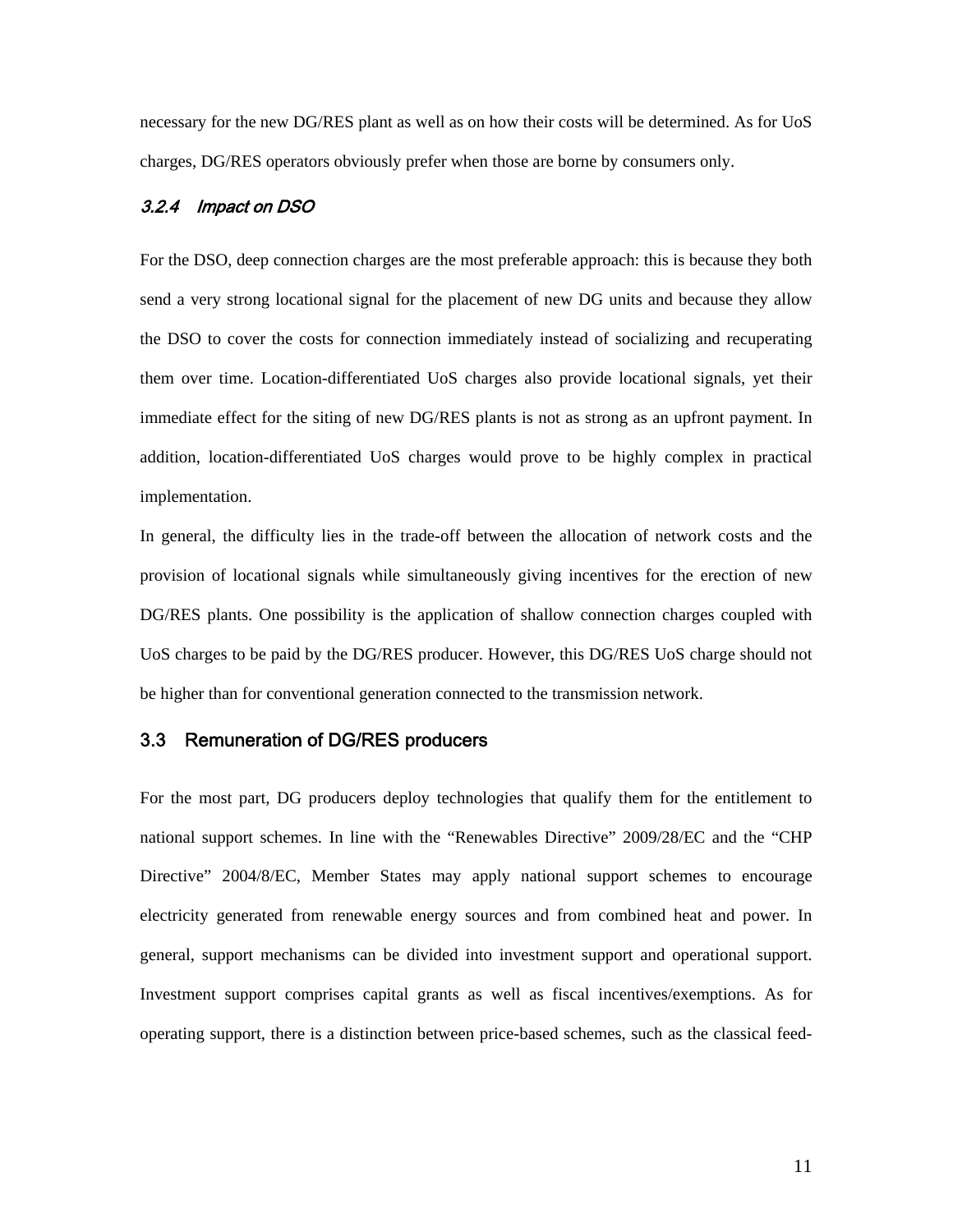necessary for the new DG/RES plant as well as on how their costs will be determined. As for UoS charges, DG/RES operators obviously prefer when those are borne by consumers only.

#### *3.2.4 Impact on DSO*

For the DSO, deep connection charges are the most preferable approach: this is because they both send a very strong locational signal for the placement of new DG units and because they allow the DSO to cover the costs for connection immediately instead of socializing and recuperating them over time. Location-differentiated UoS charges also provide locational signals, yet their immediate effect for the siting of new DG/RES plants is not as strong as an upfront payment. In addition, location-differentiated UoS charges would prove to be highly complex in practical implementation.

In general, the difficulty lies in the trade-off between the allocation of network costs and the provision of locational signals while simultaneously giving incentives for the erection of new DG/RES plants. One possibility is the application of shallow connection charges coupled with UoS charges to be paid by the DG/RES producer. However, this DG/RES UoS charge should not be higher than for conventional generation connected to the transmission network.

### 3.3 Remuneration of DG/RES producers

For the most part, DG producers deploy technologies that qualify them for the entitlement to national support schemes. In line with the "Renewables Directive" 2009/28/EC and the "CHP Directive" 2004/8/EC, Member States may apply national support schemes to encourage electricity generated from renewable energy sources and from combined heat and power. In general, support mechanisms can be divided into investment support and operational support. Investment support comprises capital grants as well as fiscal incentives/exemptions. As for operating support, there is a distinction between price-based schemes, such as the classical feed-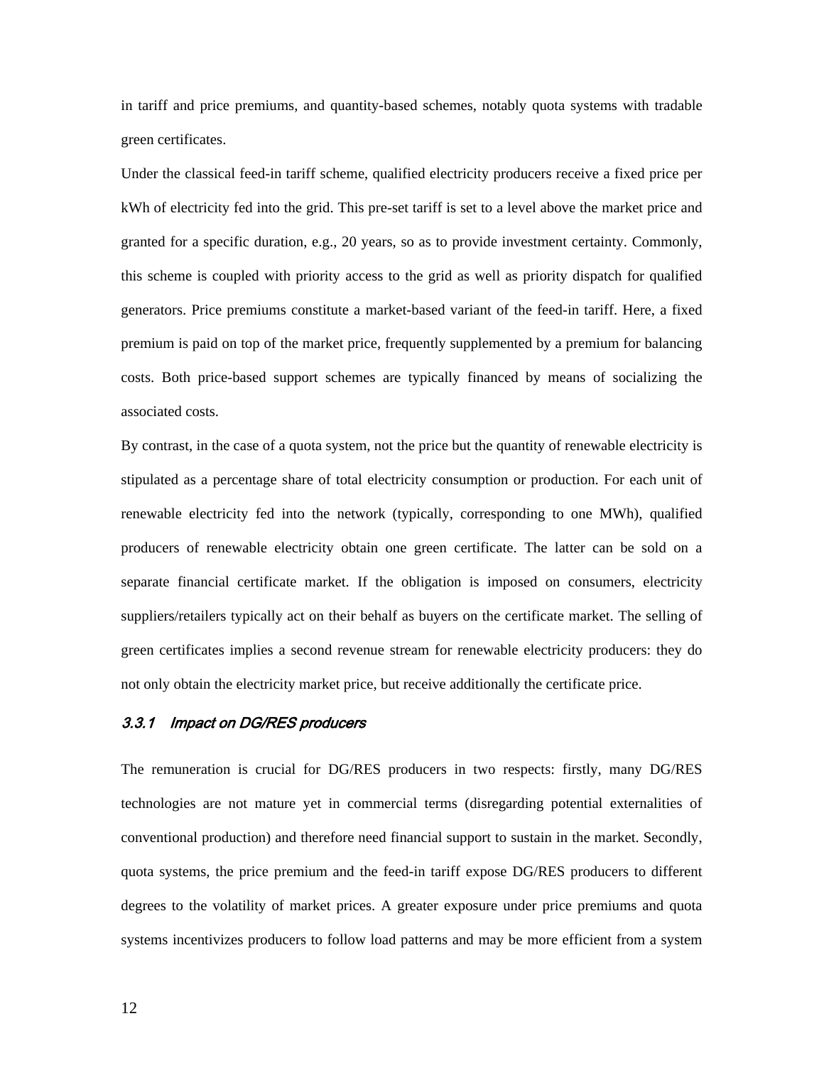in tariff and price premiums, and quantity-based schemes, notably quota systems with tradable green certificates.

Under the classical feed-in tariff scheme, qualified electricity producers receive a fixed price per kWh of electricity fed into the grid. This pre-set tariff is set to a level above the market price and granted for a specific duration, e.g., 20 years, so as to provide investment certainty. Commonly, this scheme is coupled with priority access to the grid as well as priority dispatch for qualified generators. Price premiums constitute a market-based variant of the feed-in tariff. Here, a fixed premium is paid on top of the market price, frequently supplemented by a premium for balancing costs. Both price-based support schemes are typically financed by means of socializing the associated costs.

By contrast, in the case of a quota system, not the price but the quantity of renewable electricity is stipulated as a percentage share of total electricity consumption or production. For each unit of renewable electricity fed into the network (typically, corresponding to one MWh), qualified producers of renewable electricity obtain one green certificate. The latter can be sold on a separate financial certificate market. If the obligation is imposed on consumers, electricity suppliers/retailers typically act on their behalf as buyers on the certificate market. The selling of green certificates implies a second revenue stream for renewable electricity producers: they do not only obtain the electricity market price, but receive additionally the certificate price.

### 3.3.1 Impact on DG/RES producers

The remuneration is crucial for DG/RES producers in two respects: firstly, many DG/RES technologies are not mature yet in commercial terms (disregarding potential externalities of conventional production) and therefore need financial support to sustain in the market. Secondly, quota systems, the price premium and the feed-in tariff expose DG/RES producers to different degrees to the volatility of market prices. A greater exposure under price premiums and quota systems incentivizes producers to follow load patterns and may be more efficient from a system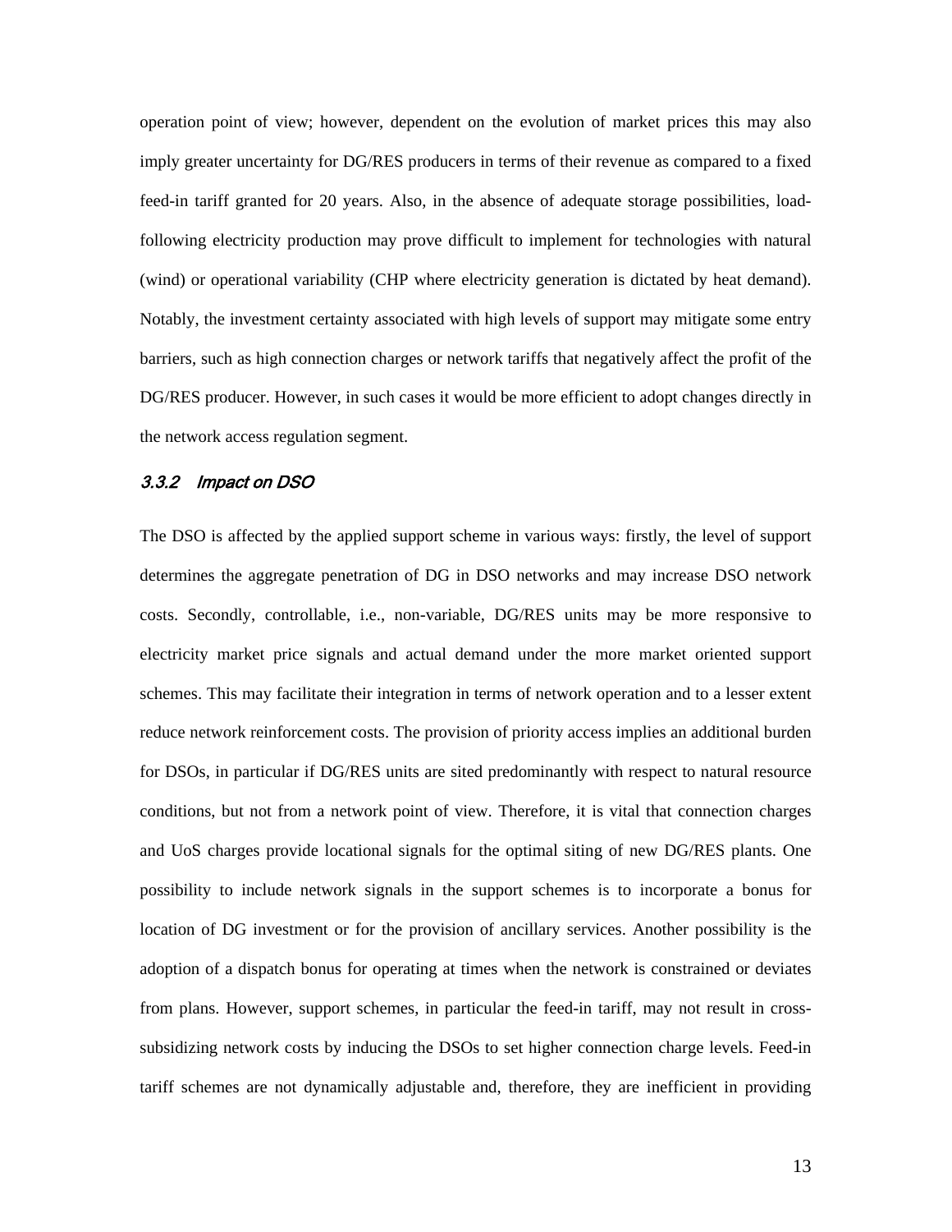operation point of view; however, dependent on the evolution of market prices this may also imply greater uncertainty for DG/RES producers in terms of their revenue as compared to a fixed feed-in tariff granted for 20 years. Also, in the absence of adequate storage possibilities, load-following electricity production may prove difficult to implement for technologies with natural (wind) or operational variability (CHP where electricity generation is dictated by heat demand). Notably, the investment certainty associated with high levels of support may mitigate some entry barriers, such as high connection charges or network tariffs that negatively affect the profit of the DG/RES producer. However, in such cases it would be more efficient to adopt changes directly in the network access regulation segment.

### *3.3.2 Impact on DSO*

The DSO is affected by the applied support scheme in various ways: firstly, the level of support determines the aggregate penetration of DG in DSO networks and may increase DSO network costs. Secondly, controllable, i.e., non-variable, DG/RES units may be more responsive to electricity market price signals and actual demand under the more market oriented support schemes. This may facilitate their integration in terms of network operation and to a lesser extent reduce network reinforcement costs. The provision of priority access implies an additional burden for DSOs, in particular if DG/RES units are sited predominantly with respect to natural resource conditions, but not from a network point of view. Therefore, it is vital that connection charges and UoS charges provide locational signals for the optimal siting of new DG/RES plants. One possibility to include network signals in the support schemes is to incorporate a bonus for location of DG investment or for the provision of ancillary services. Another possibility is the adoption of a dispatch bonus for operating at times when the network is constrained or deviates from plans. However, support schemes, in particular the feed-in tariff, may not result in cross-subsidizing network costs by inducing the DSOs to set higher connection charge levels. Feed-in tariff schemes are not dynamically adjustable and, therefore, they are inefficient in providing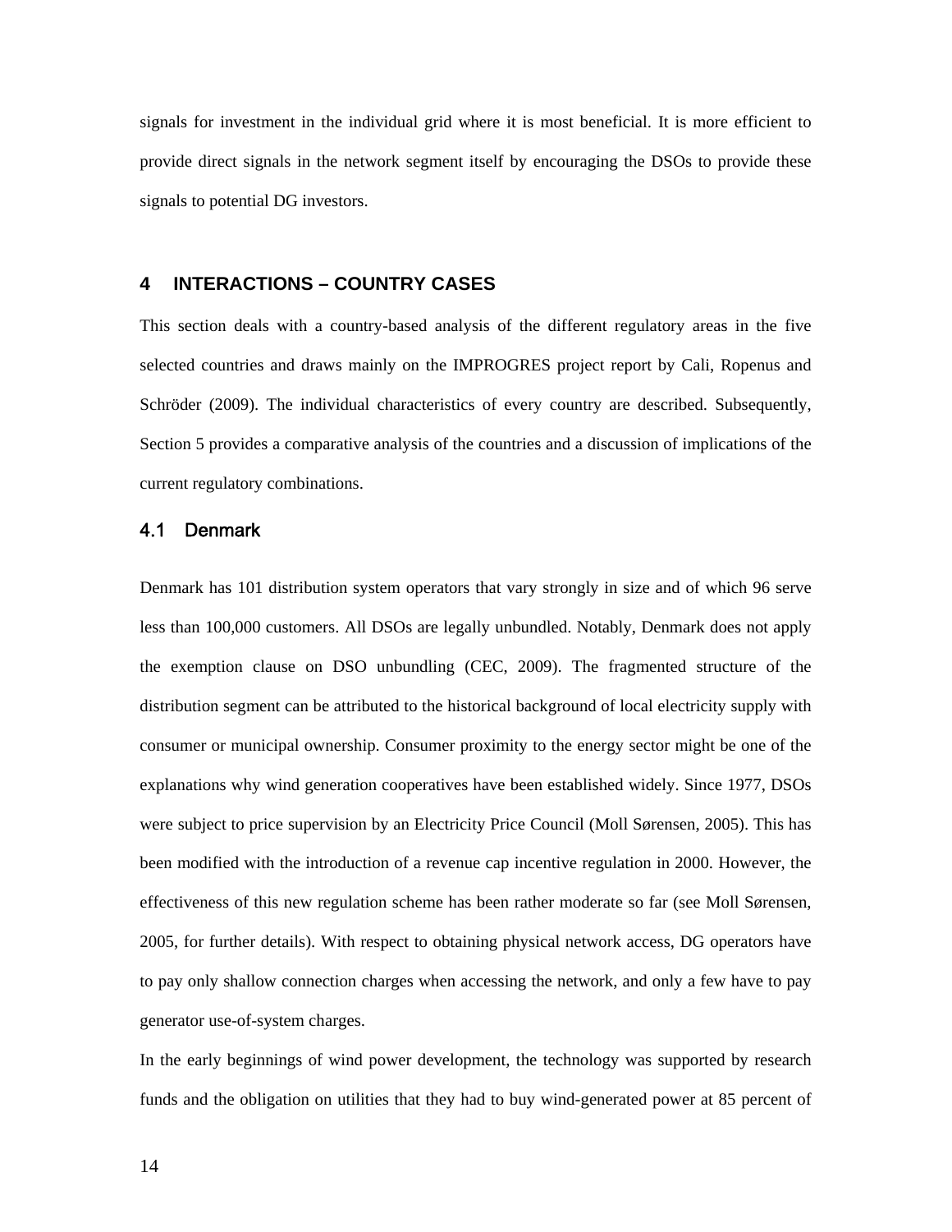signals for investment in the individual grid where it is most beneficial. It is more efficient to provide direct signals in the network segment itself by encouraging the DSOs to provide these signals to potential DG investors.

## 4 INTERACTIONS – COUNTRY CASES

This section deals with a country-based analysis of the different regulatory areas in the five selected countries and draws mainly on the IMPROGRES project report by Cali, Ropenus and Schröder (2009). The individual characteristics of every country are described. Subsequently, Section 5 provides a comparative analysis of the countries and a discussion of implications of the current regulatory combinations.

### 4.1 Denmark

Denmark has 101 distribution system operators that vary strongly in size and of which 96 serve less than 100,000 customers. All DSOs are legally unbundled. Notably, Denmark does not apply the exemption clause on DSO unbundling (CEC, 2009). The fragmented structure of the distribution segment can be attributed to the historical background of local electricity supply with consumer or municipal ownership. Consumer proximity to the energy sector might be one of the explanations why wind generation cooperatives have been established widely. Since 1977, DSOs were subject to price supervision by an Electricity Price Council (Moll Sørensen, 2005). This has been modified with the introduction of a revenue cap incentive regulation in 2000. However, the effectiveness of this new regulation scheme has been rather moderate so far (see Moll Sørensen, 2005, for further details). With respect to obtaining physical network access, DG operators have to pay only shallow connection charges when accessing the network, and only a few have to pay generator use-of-system charges.

In the early beginnings of wind power development, the technology was supported by research funds and the obligation on utilities that they had to buy wind-generated power at 85 percent of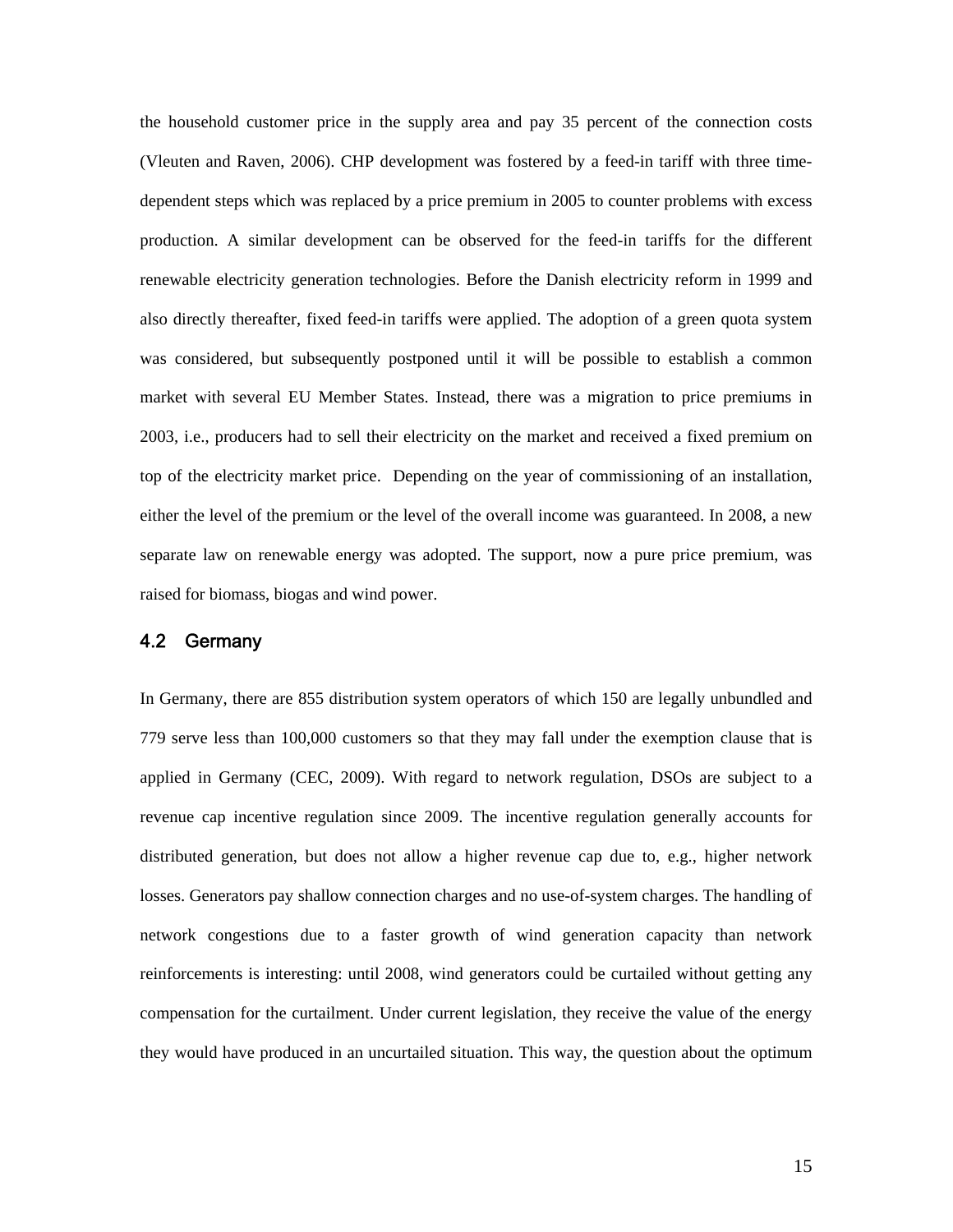the household customer price in the supply area and pay 35 percent of the connection costs (Vleuten and Raven, 2006). CHP development was fostered by a feed-in tariff with three time-dependent steps which was replaced by a price premium in 2005 to counter problems with excess production. A similar development can be observed for the feed-in tariffs for the different renewable electricity generation technologies. Before the Danish electricity reform in 1999 and also directly thereafter, fixed feed-in tariffs were applied. The adoption of a green quota system was considered, but subsequently postponed until it will be possible to establish a common market with several EU Member States. Instead, there was a migration to price premiums in 2003, i.e., producers had to sell their electricity on the market and received a fixed premium on top of the electricity market price. Depending on the year of commissioning of an installation, either the level of the premium or the level of the overall income was guaranteed. In 2008, a new separate law on renewable energy was adopted. The support, now a pure price premium, was raised for biomass, biogas and wind power.

## 4.2 Germany

In Germany, there are 855 distribution system operators of which 150 are legally unbundled and 779 serve less than 100,000 customers so that they may fall under the exemption clause that is applied in Germany (CEC, 2009). With regard to network regulation, DSOs are subject to a revenue cap incentive regulation since 2009. The incentive regulation generally accounts for distributed generation, but does not allow a higher revenue cap due to, e.g., higher network losses. Generators pay shallow connection charges and no use-of-system charges. The handling of network congestions due to a faster growth of wind generation capacity than network reinforcements is interesting: until 2008, wind generators could be curtailed without getting any compensation for the curtailment. Under current legislation, they receive the value of the energy they would have produced in an uncurtailed situation. This way, the question about the optimum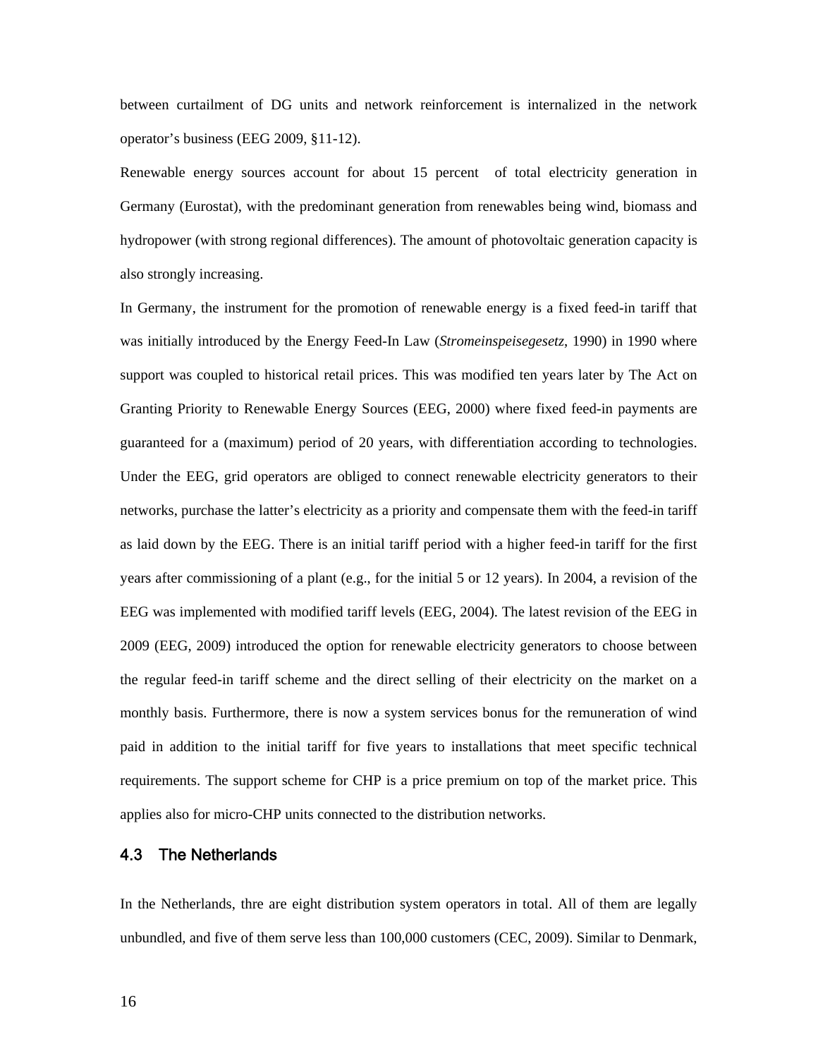between curtailment of DG units and network reinforcement is internalized in the network operator's business (EEG 2009, §11-12).

Renewable energy sources account for about 15 percent  of total electricity generation in Germany (Eurostat), with the predominant generation from renewables being wind, biomass and hydropower (with strong regional differences). The amount of photovoltaic generation capacity is also strongly increasing.

In Germany, the instrument for the promotion of renewable energy is a fixed feed-in tariff that was initially introduced by the Energy Feed-In Law (*Stromeinspeisegesetz*, 1990) in 1990 where support was coupled to historical retail prices. This was modified ten years later by The Act on Granting Priority to Renewable Energy Sources (EEG, 2000) where fixed feed-in payments are guaranteed for a (maximum) period of 20 years, with differentiation according to technologies. Under the EEG, grid operators are obliged to connect renewable electricity generators to their networks, purchase the latter's electricity as a priority and compensate them with the feed-in tariff as laid down by the EEG. There is an initial tariff period with a higher feed-in tariff for the first years after commissioning of a plant (e.g., for the initial 5 or 12 years). In 2004, a revision of the EEG was implemented with modified tariff levels (EEG, 2004). The latest revision of the EEG in 2009 (EEG, 2009) introduced the option for renewable electricity generators to choose between the regular feed-in tariff scheme and the direct selling of their electricity on the market on a monthly basis. Furthermore, there is now a system services bonus for the remuneration of wind paid in addition to the initial tariff for five years to installations that meet specific technical requirements. The support scheme for CHP is a price premium on top of the market price. This applies also for micro-CHP units connected to the distribution networks.

## 4.3 The Netherlands

In the Netherlands, thre are eight distribution system operators in total. All of them are legally unbundled, and five of them serve less than 100,000 customers (CEC, 2009). Similar to Denmark,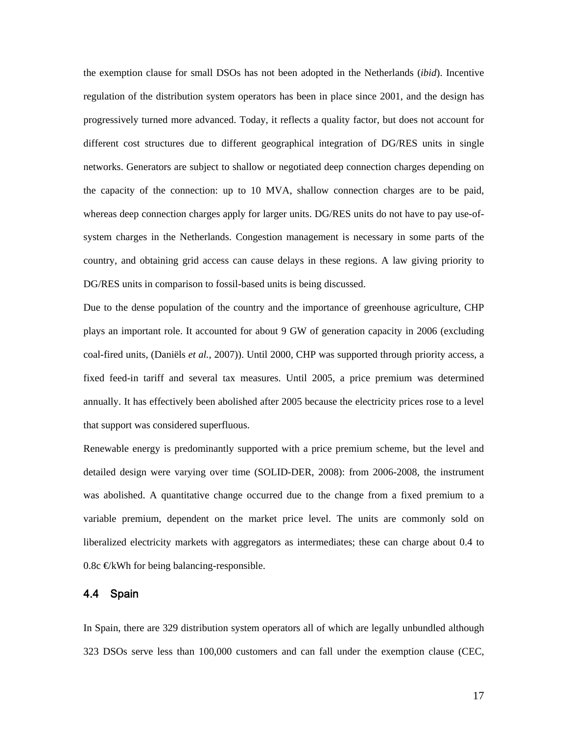the exemption clause for small DSOs has not been adopted in the Netherlands (*ibid*). Incentive regulation of the distribution system operators has been in place since 2001, and the design has progressively turned more advanced. Today, it reflects a quality factor, but does not account for different cost structures due to different geographical integration of DG/RES units in single networks. Generators are subject to shallow or negotiated deep connection charges depending on the capacity of the connection: up to 10 MVA, shallow connection charges are to be paid, whereas deep connection charges apply for larger units. DG/RES units do not have to pay use-of-system charges in the Netherlands. Congestion management is necessary in some parts of the country, and obtaining grid access can cause delays in these regions. A law giving priority to DG/RES units in comparison to fossil-based units is being discussed.

Due to the dense population of the country and the importance of greenhouse agriculture, CHP plays an important role. It accounted for about 9 GW of generation capacity in 2006 (excluding coal-fired units, (Daniëls *et al.*, 2007)). Until 2000, CHP was supported through priority access, a fixed feed-in tariff and several tax measures. Until 2005, a price premium was determined annually. It has effectively been abolished after 2005 because the electricity prices rose to a level that support was considered superfluous.

Renewable energy is predominantly supported with a price premium scheme, but the level and detailed design were varying over time (SOLID-DER, 2008): from 2006-2008, the instrument was abolished. A quantitative change occurred due to the change from a fixed premium to a variable premium, dependent on the market price level. The units are commonly sold on liberalized electricity markets with aggregators as intermediates; these can charge about 0.4 to 0.8c €/kWh for being balancing-responsible.

## 4.4 Spain

In Spain, there are 329 distribution system operators all of which are legally unbundled although 323 DSOs serve less than 100,000 customers and can fall under the exemption clause (CEC,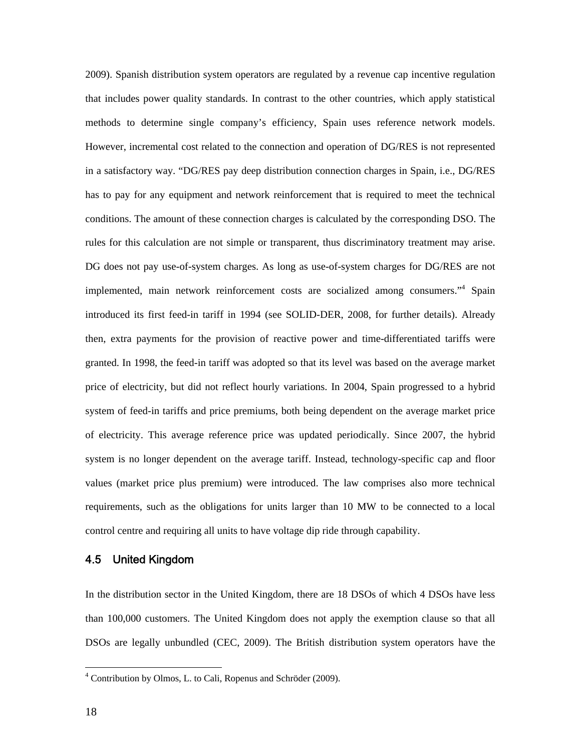2009). Spanish distribution system operators are regulated by a revenue cap incentive regulation that includes power quality standards. In contrast to the other countries, which apply statistical methods to determine single company's efficiency, Spain uses reference network models. However, incremental cost related to the connection and operation of DG/RES is not represented in a satisfactory way. "DG/RES pay deep distribution connection charges in Spain, i.e., DG/RES has to pay for any equipment and network reinforcement that is required to meet the technical conditions. The amount of these connection charges is calculated by the corresponding DSO. The rules for this calculation are not simple or transparent, thus discriminatory treatment may arise. DG does not pay use-of-system charges. As long as use-of-system charges for DG/RES are not implemented, main network reinforcement costs are socialized among consumers."[4] Spain introduced its first feed-in tariff in 1994 (see SOLID-DER, 2008, for further details). Already then, extra payments for the provision of reactive power and time-differentiated tariffs were granted. In 1998, the feed-in tariff was adopted so that its level was based on the average market price of electricity, but did not reflect hourly variations. In 2004, Spain progressed to a hybrid system of feed-in tariffs and price premiums, both being dependent on the average market price of electricity. This average reference price was updated periodically. Since 2007, the hybrid system is no longer dependent on the average tariff. Instead, technology-specific cap and floor values (market price plus premium) were introduced. The law comprises also more technical requirements, such as the obligations for units larger than 10 MW to be connected to a local control centre and requiring all units to have voltage dip ride through capability.

## 4.5 United Kingdom

In the distribution sector in the United Kingdom, there are 18 DSOs of which 4 DSOs have less than 100,000 customers. The United Kingdom does not apply the exemption clause so that all DSOs are legally unbundled (CEC, 2009). The British distribution system operators have the

[4] Contribution by Olmos, L. to Cali, Ropenus and Schröder (2009).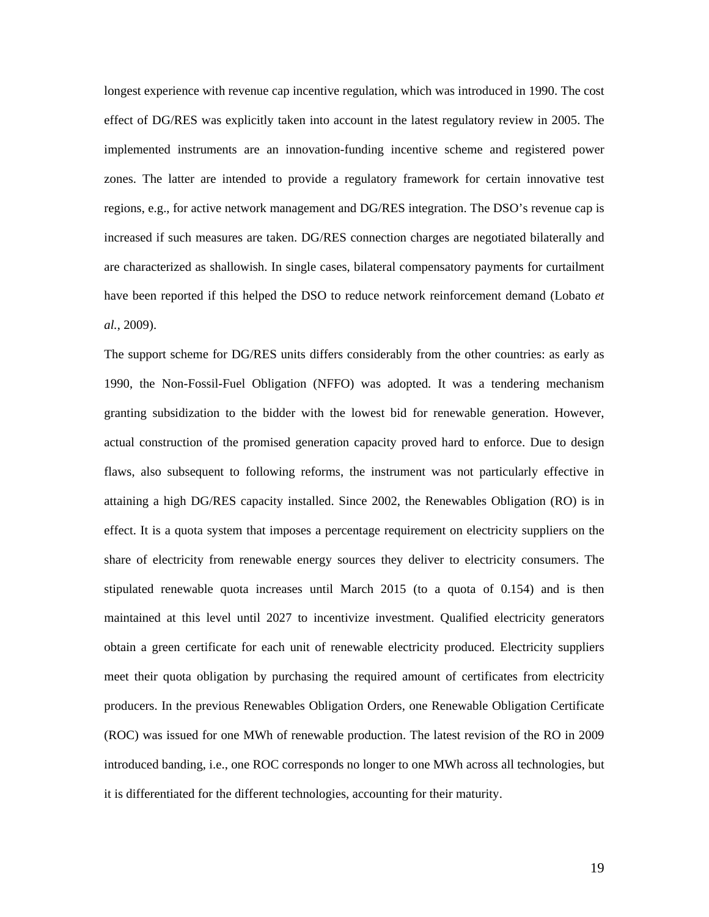longest experience with revenue cap incentive regulation, which was introduced in 1990. The cost effect of DG/RES was explicitly taken into account in the latest regulatory review in 2005. The implemented instruments are an innovation-funding incentive scheme and registered power zones. The latter are intended to provide a regulatory framework for certain innovative test regions, e.g., for active network management and DG/RES integration. The DSO's revenue cap is increased if such measures are taken. DG/RES connection charges are negotiated bilaterally and are characterized as shallowish. In single cases, bilateral compensatory payments for curtailment have been reported if this helped the DSO to reduce network reinforcement demand (Lobato *et al.*, 2009).

The support scheme for DG/RES units differs considerably from the other countries: as early as 1990, the Non-Fossil-Fuel Obligation (NFFO) was adopted. It was a tendering mechanism granting subsidization to the bidder with the lowest bid for renewable generation. However, actual construction of the promised generation capacity proved hard to enforce. Due to design flaws, also subsequent to following reforms, the instrument was not particularly effective in attaining a high DG/RES capacity installed. Since 2002, the Renewables Obligation (RO) is in effect. It is a quota system that imposes a percentage requirement on electricity suppliers on the share of electricity from renewable energy sources they deliver to electricity consumers. The stipulated renewable quota increases until March 2015 (to a quota of 0.154) and is then maintained at this level until 2027 to incentivize investment. Qualified electricity generators obtain a green certificate for each unit of renewable electricity produced. Electricity suppliers meet their quota obligation by purchasing the required amount of certificates from electricity producers. In the previous Renewables Obligation Orders, one Renewable Obligation Certificate (ROC) was issued for one MWh of renewable production. The latest revision of the RO in 2009 introduced banding, i.e., one ROC corresponds no longer to one MWh across all technologies, but it is differentiated for the different technologies, accounting for their maturity.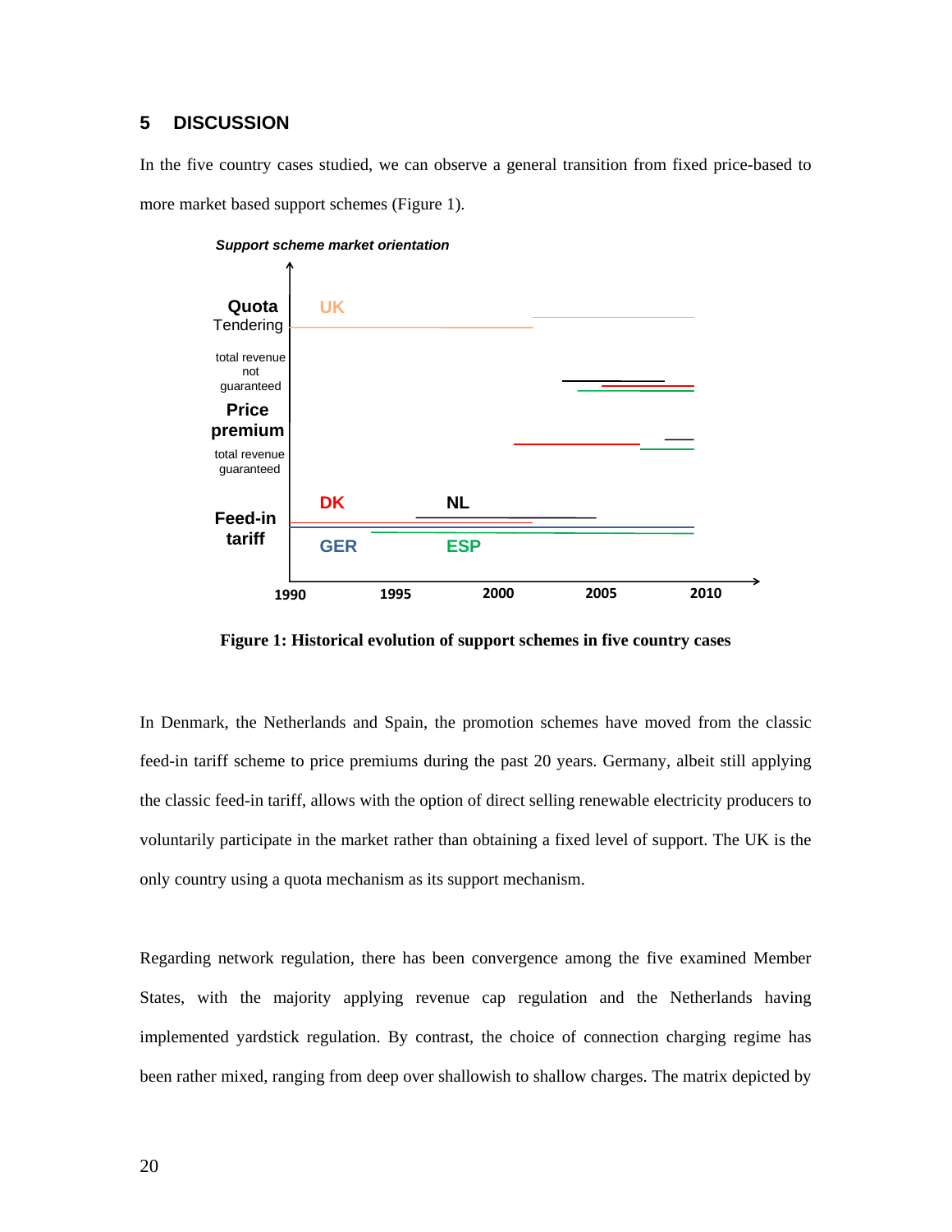## 5 DISCUSSION

In the five country cases studied, we can observe a general transition from fixed price-based to more market based support schemes (Figure 1).

**Figure 1: Historical evolution of support schemes in five country cases**

In Denmark, the Netherlands and Spain, the promotion schemes have moved from the classic feed-in tariff scheme to price premiums during the past 20 years. Germany, albeit still applying the classic feed-in tariff, allows with the option of direct selling renewable electricity producers to voluntarily participate in the market rather than obtaining a fixed level of support. The UK is the only country using a quota mechanism as its support mechanism.

Regarding network regulation, there has been convergence among the five examined Member States, with the majority applying revenue cap regulation and the Netherlands having implemented yardstick regulation. By contrast, the choice of connection charging regime has been rather mixed, ranging from deep over shallowish to shallow charges. The matrix depicted by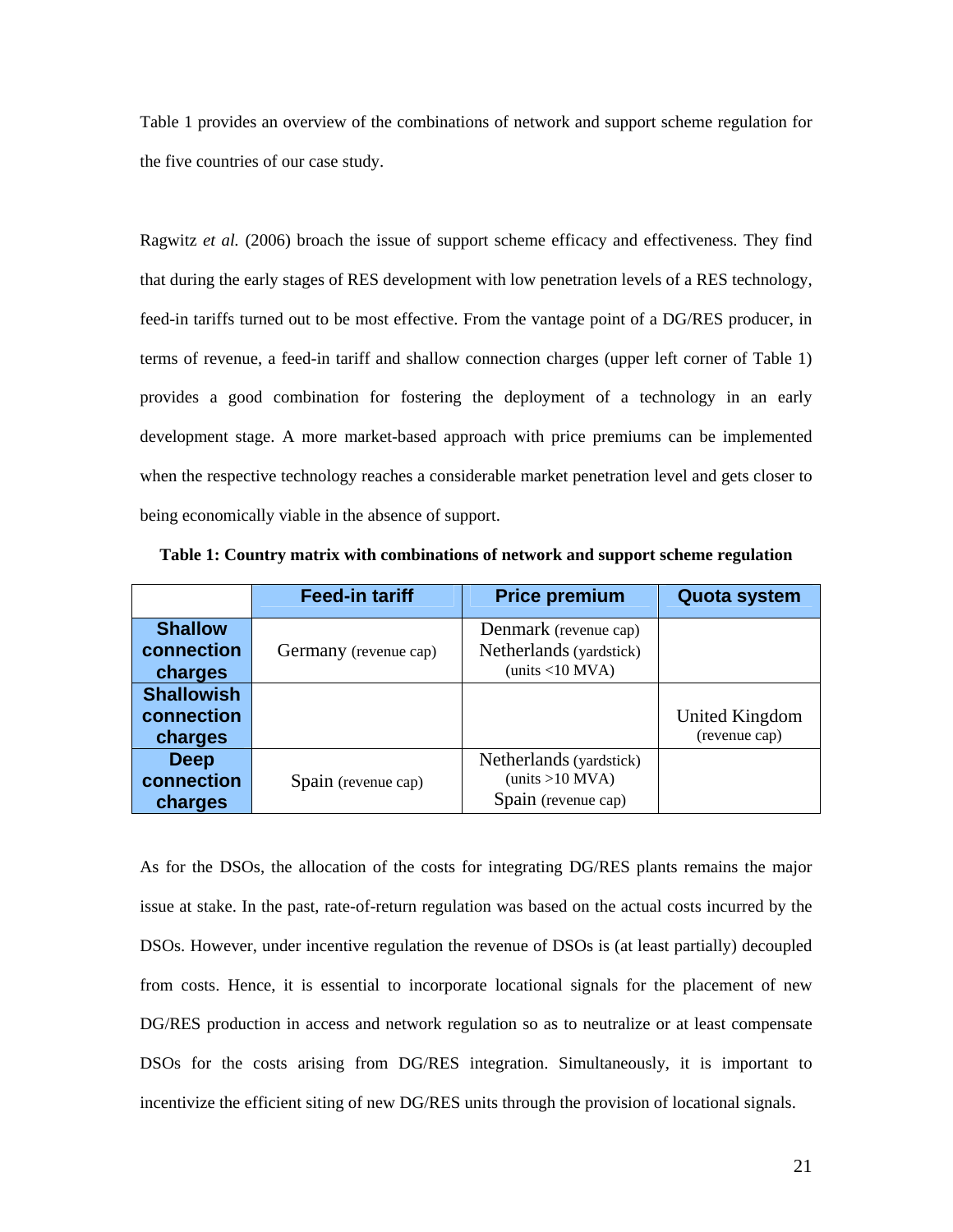Table 1 provides an overview of the combinations of network and support scheme regulation for the five countries of our case study.

Ragwitz *et al.* (2006) broach the issue of support scheme efficacy and effectiveness. They find that during the early stages of RES development with low penetration levels of a RES technology, feed-in tariffs turned out to be most effective. From the vantage point of a DG/RES producer, in terms of revenue, a feed-in tariff and shallow connection charges (upper left corner of Table 1) provides a good combination for fostering the deployment of a technology in an early development stage. A more market-based approach with price premiums can be implemented when the respective technology reaches a considerable market penetration level and gets closer to being economically viable in the absence of support.

**Table 1: Country matrix with combinations of network and support scheme regulation**

| | Feed-in tariff | Price premium | Quota system |
|---|---|---|---|
| **Shallow connection charges** | Germany (revenue cap) | Denmark (revenue cap)<br>Netherlands (yardstick) (units <10 MVA) | |
| **Shallowish connection charges** | | | United Kingdom (revenue cap) |
| **Deep connection charges** | Spain (revenue cap) | Netherlands (yardstick) (units >10 MVA)<br>Spain (revenue cap) | |

As for the DSOs, the allocation of the costs for integrating DG/RES plants remains the major issue at stake. In the past, rate-of-return regulation was based on the actual costs incurred by the DSOs. However, under incentive regulation the revenue of DSOs is (at least partially) decoupled from costs. Hence, it is essential to incorporate locational signals for the placement of new DG/RES production in access and network regulation so as to neutralize or at least compensate DSOs for the costs arising from DG/RES integration. Simultaneously, it is important to incentivize the efficient siting of new DG/RES units through the provision of locational signals.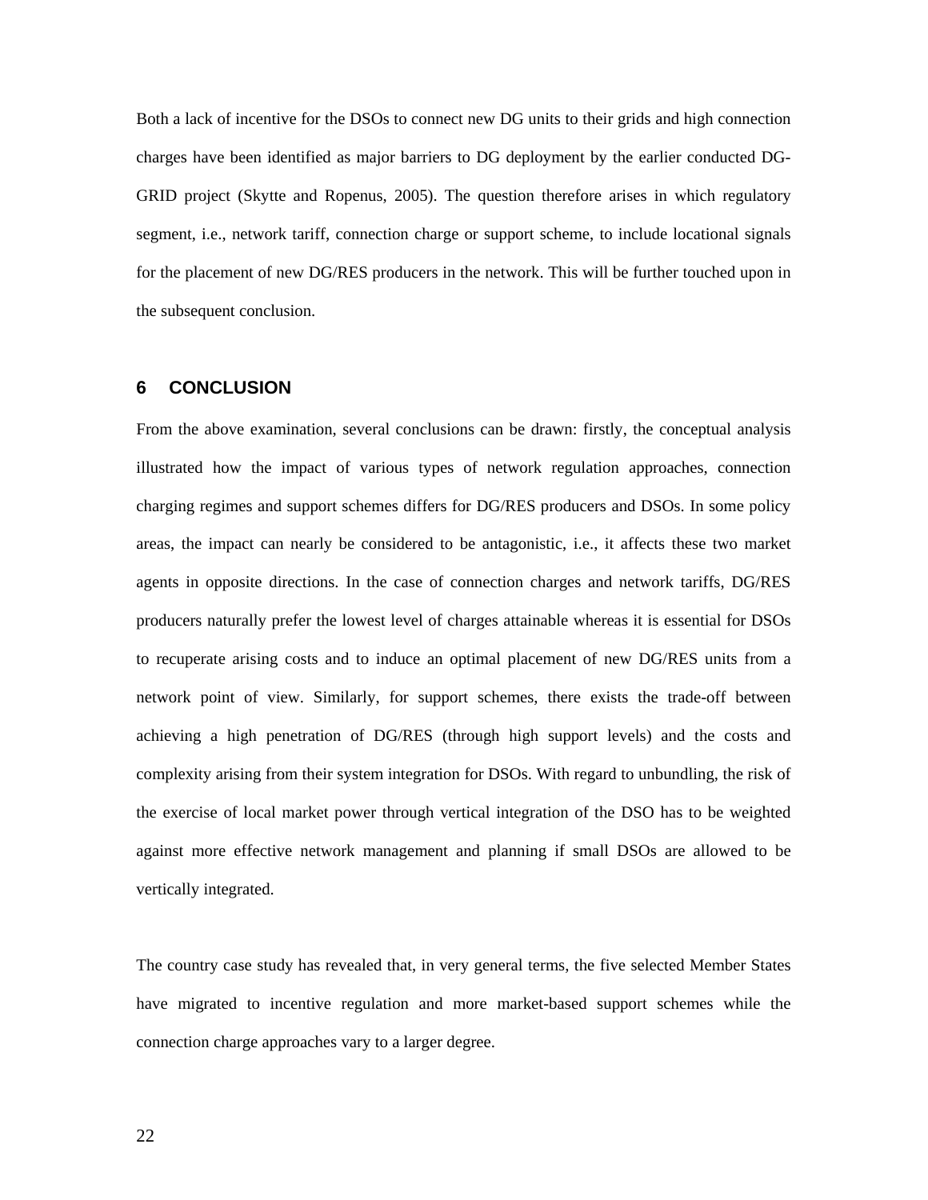Both a lack of incentive for the DSOs to connect new DG units to their grids and high connection charges have been identified as major barriers to DG deployment by the earlier conducted DG-GRID project (Skytte and Ropenus, 2005). The question therefore arises in which regulatory segment, i.e., network tariff, connection charge or support scheme, to include locational signals for the placement of new DG/RES producers in the network. This will be further touched upon in the subsequent conclusion.

## 6 CONCLUSION

From the above examination, several conclusions can be drawn: firstly, the conceptual analysis illustrated how the impact of various types of network regulation approaches, connection charging regimes and support schemes differs for DG/RES producers and DSOs. In some policy areas, the impact can nearly be considered to be antagonistic, i.e., it affects these two market agents in opposite directions. In the case of connection charges and network tariffs, DG/RES producers naturally prefer the lowest level of charges attainable whereas it is essential for DSOs to recuperate arising costs and to induce an optimal placement of new DG/RES units from a network point of view. Similarly, for support schemes, there exists the trade-off between achieving a high penetration of DG/RES (through high support levels) and the costs and complexity arising from their system integration for DSOs. With regard to unbundling, the risk of the exercise of local market power through vertical integration of the DSO has to be weighted against more effective network management and planning if small DSOs are allowed to be vertically integrated.

The country case study has revealed that, in very general terms, the five selected Member States have migrated to incentive regulation and more market-based support schemes while the connection charge approaches vary to a larger degree.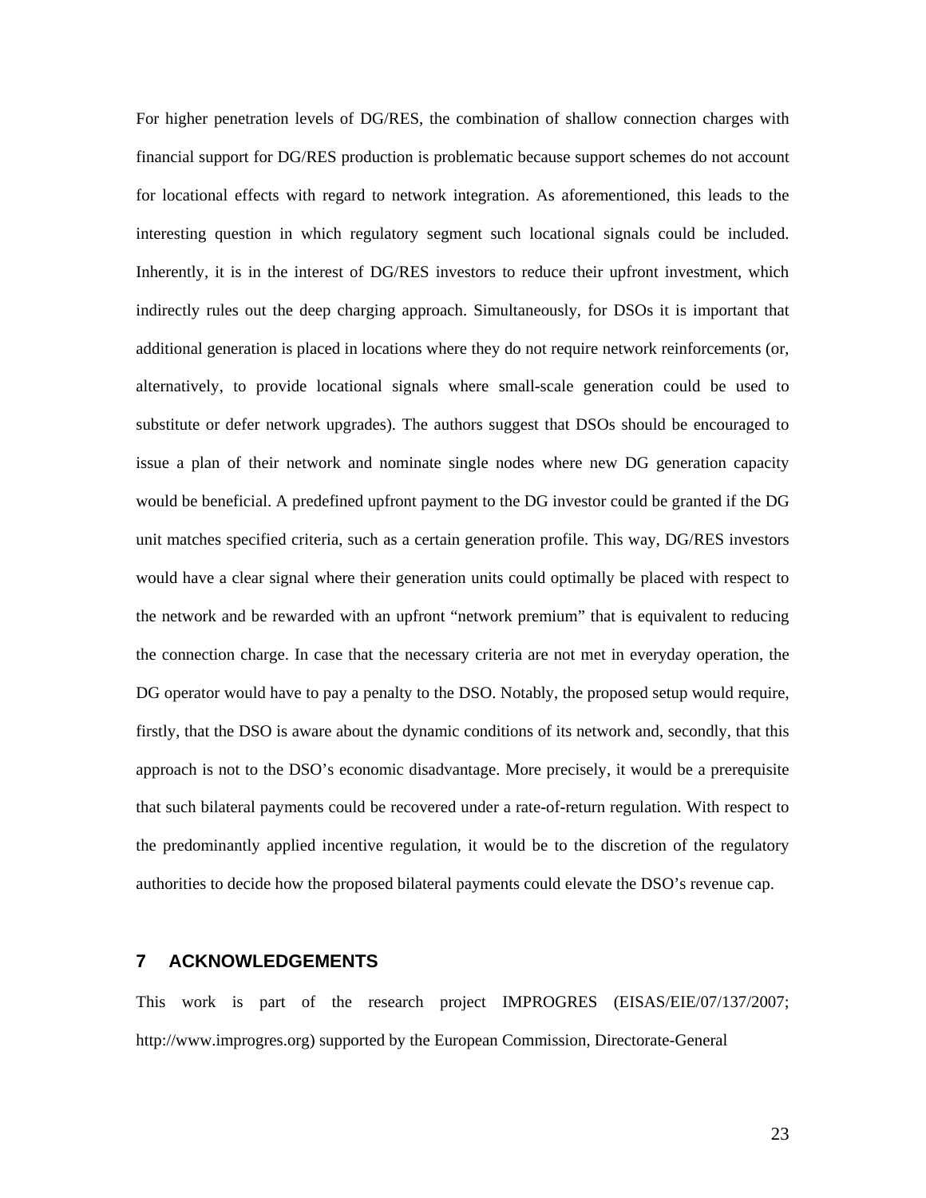For higher penetration levels of DG/RES, the combination of shallow connection charges with financial support for DG/RES production is problematic because support schemes do not account for locational effects with regard to network integration. As aforementioned, this leads to the interesting question in which regulatory segment such locational signals could be included. Inherently, it is in the interest of DG/RES investors to reduce their upfront investment, which indirectly rules out the deep charging approach. Simultaneously, for DSOs it is important that additional generation is placed in locations where they do not require network reinforcements (or, alternatively, to provide locational signals where small-scale generation could be used to substitute or defer network upgrades). The authors suggest that DSOs should be encouraged to issue a plan of their network and nominate single nodes where new DG generation capacity would be beneficial. A predefined upfront payment to the DG investor could be granted if the DG unit matches specified criteria, such as a certain generation profile. This way, DG/RES investors would have a clear signal where their generation units could optimally be placed with respect to the network and be rewarded with an upfront "network premium" that is equivalent to reducing the connection charge. In case that the necessary criteria are not met in everyday operation, the DG operator would have to pay a penalty to the DSO. Notably, the proposed setup would require, firstly, that the DSO is aware about the dynamic conditions of its network and, secondly, that this approach is not to the DSO's economic disadvantage. More precisely, it would be a prerequisite that such bilateral payments could be recovered under a rate-of-return regulation. With respect to the predominantly applied incentive regulation, it would be to the discretion of the regulatory authorities to decide how the proposed bilateral payments could elevate the DSO's revenue cap.

## 7 ACKNOWLEDGEMENTS

This work is part of the research project IMPROGRES (EISAS/EIE/07/137/2007; http://www.improgres.org) supported by the European Commission, Directorate-General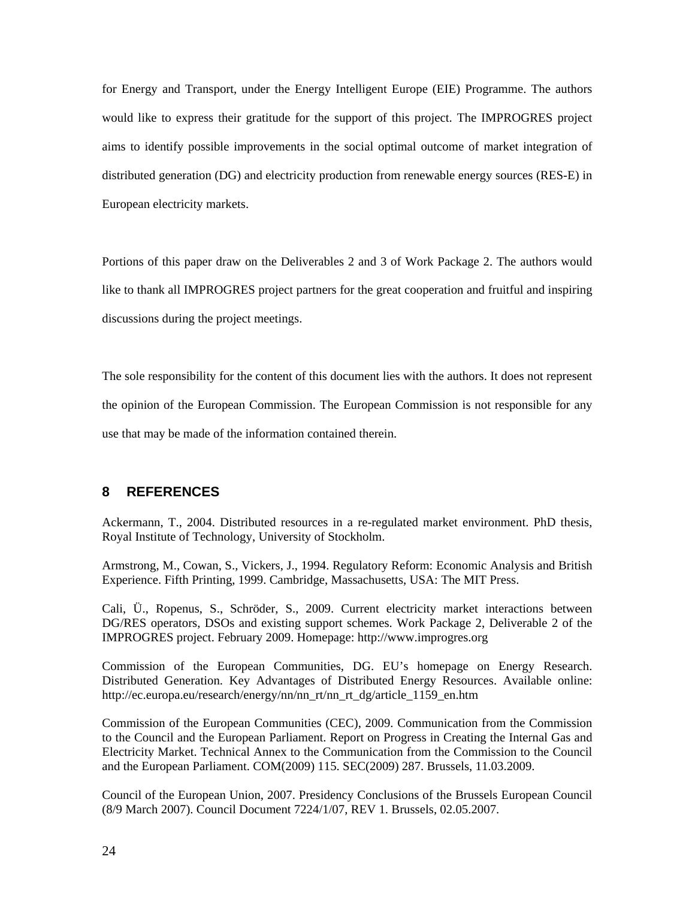for Energy and Transport, under the Energy Intelligent Europe (EIE) Programme. The authors would like to express their gratitude for the support of this project. The IMPROGRES project aims to identify possible improvements in the social optimal outcome of market integration of distributed generation (DG) and electricity production from renewable energy sources (RES-E) in European electricity markets.

Portions of this paper draw on the Deliverables 2 and 3 of Work Package 2. The authors would like to thank all IMPROGRES project partners for the great cooperation and fruitful and inspiring discussions during the project meetings.

The sole responsibility for the content of this document lies with the authors. It does not represent the opinion of the European Commission. The European Commission is not responsible for any use that may be made of the information contained therein.

## 8 REFERENCES

Ackermann, T., 2004. Distributed resources in a re-regulated market environment. PhD thesis, Royal Institute of Technology, University of Stockholm.

Armstrong, M., Cowan, S., Vickers, J., 1994. Regulatory Reform: Economic Analysis and British Experience. Fifth Printing, 1999. Cambridge, Massachusetts, USA: The MIT Press.

Cali, Ü., Ropenus, S., Schröder, S., 2009. Current electricity market interactions between DG/RES operators, DSOs and existing support schemes. Work Package 2, Deliverable 2 of the IMPROGRES project. February 2009. Homepage: http://www.improgres.org

Commission of the European Communities, DG. EU's homepage on Energy Research. Distributed Generation. Key Advantages of Distributed Energy Resources. Available online: http://ec.europa.eu/research/energy/nn/nn_rt/nn_rt_dg/article_1159_en.htm

Commission of the European Communities (CEC), 2009. Communication from the Commission to the Council and the European Parliament. Report on Progress in Creating the Internal Gas and Electricity Market. Technical Annex to the Communication from the Commission to the Council and the European Parliament. COM(2009) 115. SEC(2009) 287. Brussels, 11.03.2009.

Council of the European Union, 2007. Presidency Conclusions of the Brussels European Council (8/9 March 2007). Council Document 7224/1/07, REV 1. Brussels, 02.05.2007.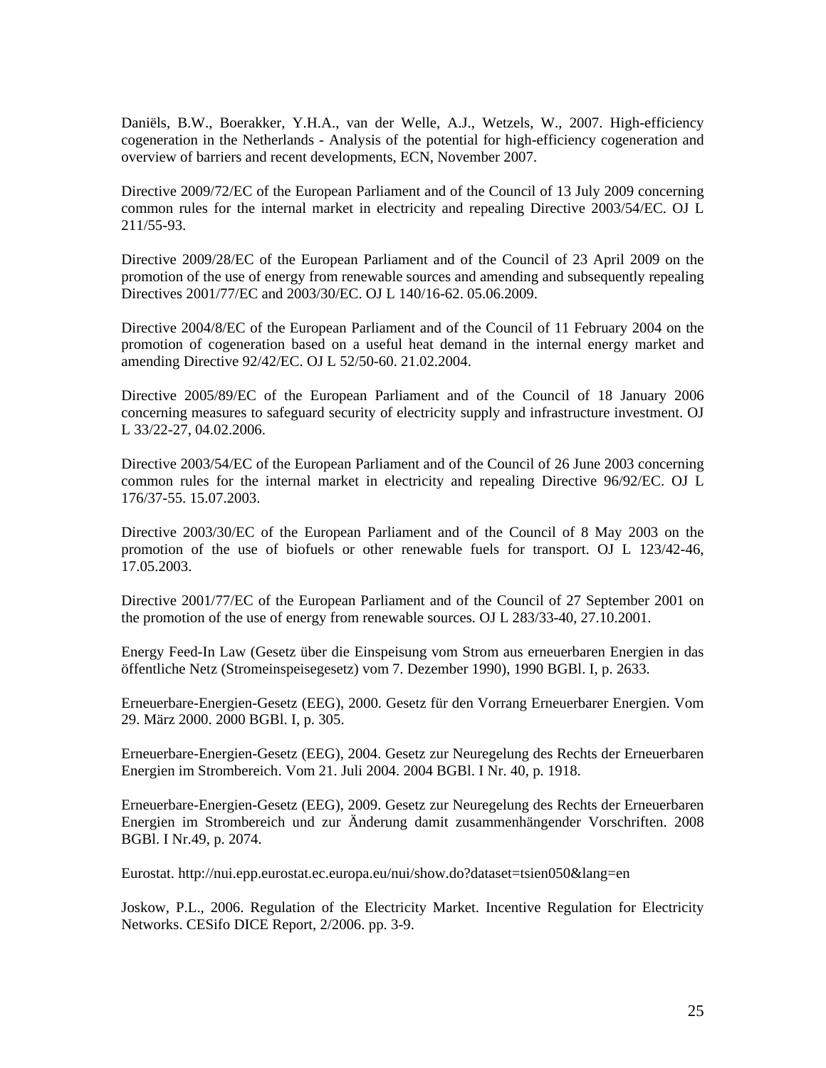Daniëls, B.W., Boerakker, Y.H.A., van der Welle, A.J., Wetzels, W., 2007. High-efficiency cogeneration in the Netherlands - Analysis of the potential for high-efficiency cogeneration and overview of barriers and recent developments, ECN, November 2007.

Directive 2009/72/EC of the European Parliament and of the Council of 13 July 2009 concerning common rules for the internal market in electricity and repealing Directive 2003/54/EC. OJ L 211/55-93.

Directive 2009/28/EC of the European Parliament and of the Council of 23 April 2009 on the promotion of the use of energy from renewable sources and amending and subsequently repealing Directives 2001/77/EC and 2003/30/EC. OJ L 140/16-62. 05.06.2009.

Directive 2004/8/EC of the European Parliament and of the Council of 11 February 2004 on the promotion of cogeneration based on a useful heat demand in the internal energy market and amending Directive 92/42/EC. OJ L 52/50-60. 21.02.2004.

Directive 2005/89/EC of the European Parliament and of the Council of 18 January 2006 concerning measures to safeguard security of electricity supply and infrastructure investment. OJ L 33/22-27, 04.02.2006.

Directive 2003/54/EC of the European Parliament and of the Council of 26 June 2003 concerning common rules for the internal market in electricity and repealing Directive 96/92/EC. OJ L 176/37-55. 15.07.2003.

Directive 2003/30/EC of the European Parliament and of the Council of 8 May 2003 on the promotion of the use of biofuels or other renewable fuels for transport. OJ L 123/42-46, 17.05.2003.

Directive 2001/77/EC of the European Parliament and of the Council of 27 September 2001 on the promotion of the use of energy from renewable sources. OJ L 283/33-40, 27.10.2001.

Energy Feed-In Law (Gesetz über die Einspeisung vom Strom aus erneuerbaren Energien in das öffentliche Netz (Stromeinspeisegesetz) vom 7. Dezember 1990), 1990 BGBl. I, p. 2633.

Erneuerbare-Energien-Gesetz (EEG), 2000. Gesetz für den Vorrang Erneuerbarer Energien. Vom 29. März 2000. 2000 BGBl. I, p. 305.

Erneuerbare-Energien-Gesetz (EEG), 2004. Gesetz zur Neuregelung des Rechts der Erneuerbaren Energien im Strombereich. Vom 21. Juli 2004. 2004 BGBl. I Nr. 40, p. 1918.

Erneuerbare-Energien-Gesetz (EEG), 2009. Gesetz zur Neuregelung des Rechts der Erneuerbaren Energien im Strombereich und zur Änderung damit zusammenhängender Vorschriften. 2008 BGBl. I Nr.49, p. 2074.

Eurostat. http://nui.epp.eurostat.ec.europa.eu/nui/show.do?dataset=tsien050&lang=en

Joskow, P.L., 2006. Regulation of the Electricity Market. Incentive Regulation for Electricity Networks. CESifo DICE Report, 2/2006. pp. 3-9.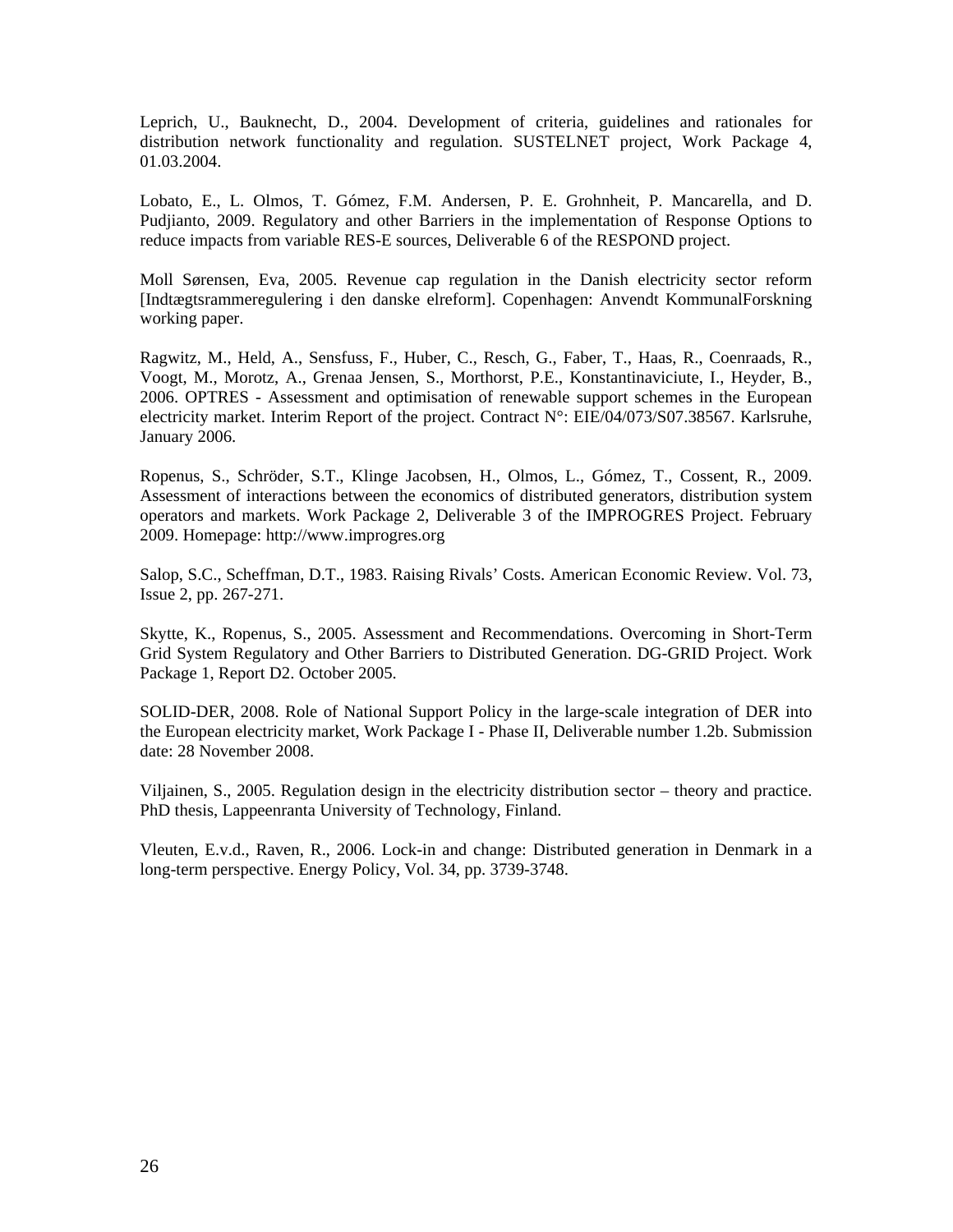Leprich, U., Bauknecht, D., 2004. Development of criteria, guidelines and rationales for distribution network functionality and regulation. SUSTELNET project, Work Package 4, 01.03.2004.

Lobato, E., L. Olmos, T. Gómez, F.M. Andersen, P. E. Grohnheit, P. Mancarella, and D. Pudjianto, 2009. Regulatory and other Barriers in the implementation of Response Options to reduce impacts from variable RES-E sources, Deliverable 6 of the RESPOND project.

Moll Sørensen, Eva, 2005. Revenue cap regulation in the Danish electricity sector reform [Indtægtsrammeregulering i den danske elreform]. Copenhagen: Anvendt KommunalForskning working paper.

Ragwitz, M., Held, A., Sensfuss, F., Huber, C., Resch, G., Faber, T., Haas, R., Coenraads, R., Voogt, M., Morotz, A., Grenaa Jensen, S., Morthorst, P.E., Konstantinaviciute, I., Heyder, B., 2006. OPTRES - Assessment and optimisation of renewable support schemes in the European electricity market. Interim Report of the project. Contract N°: EIE/04/073/S07.38567. Karlsruhe, January 2006.

Ropenus, S., Schröder, S.T., Klinge Jacobsen, H., Olmos, L., Gómez, T., Cossent, R., 2009. Assessment of interactions between the economics of distributed generators, distribution system operators and markets. Work Package 2, Deliverable 3 of the IMPROGRES Project. February 2009. Homepage: http://www.improgres.org

Salop, S.C., Scheffman, D.T., 1983. Raising Rivals' Costs. American Economic Review. Vol. 73, Issue 2, pp. 267-271.

Skytte, K., Ropenus, S., 2005. Assessment and Recommendations. Overcoming in Short-Term Grid System Regulatory and Other Barriers to Distributed Generation. DG-GRID Project. Work Package 1, Report D2. October 2005.

SOLID-DER, 2008. Role of National Support Policy in the large-scale integration of DER into the European electricity market, Work Package I - Phase II, Deliverable number 1.2b. Submission date: 28 November 2008.

Viljainen, S., 2005. Regulation design in the electricity distribution sector – theory and practice. PhD thesis, Lappeenranta University of Technology, Finland.

Vleuten, E.v.d., Raven, R., 2006. Lock-in and change: Distributed generation in Denmark in a long-term perspective. Energy Policy, Vol. 34, pp. 3739-3748.